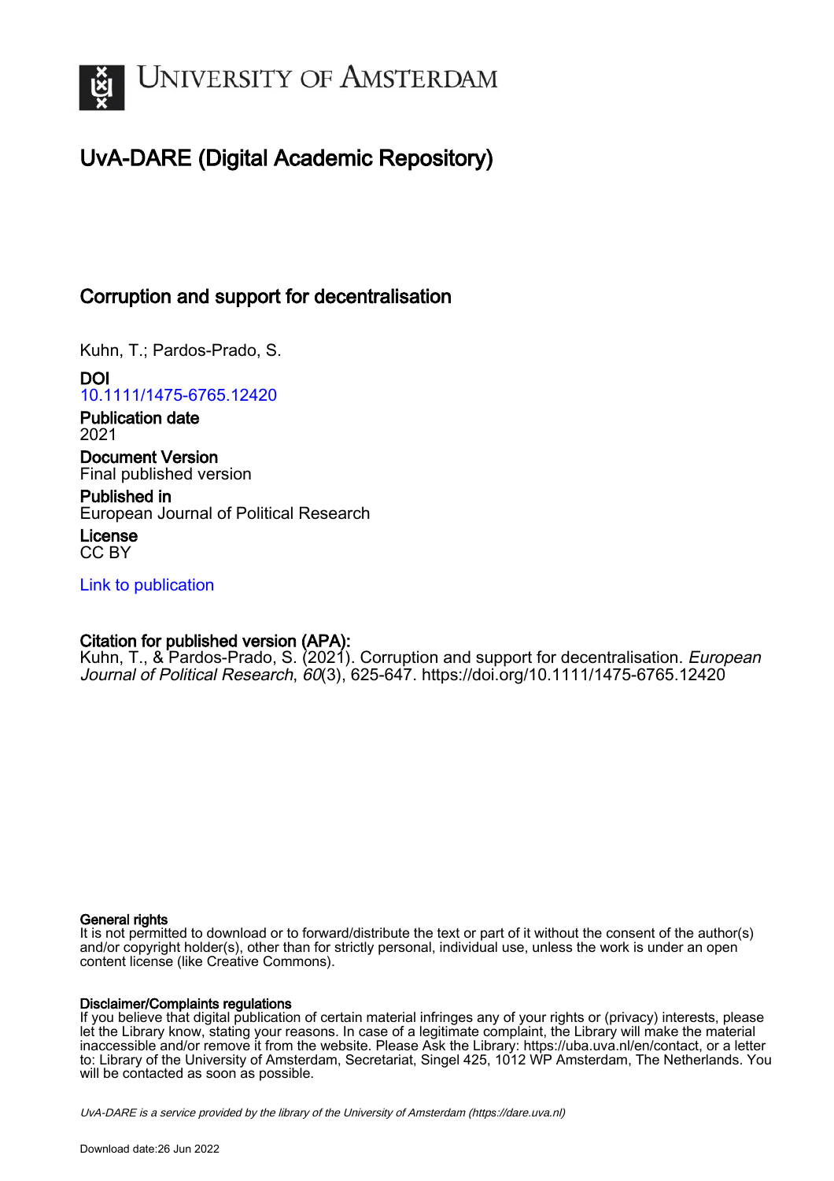# University of Amsterdam

## UvA-DARE (Digital Academic Repository)

### Corruption and support for decentralisation

Kuhn, T.; Pardos-Prado, S.

**DOI**
10.1111/1475-6765.12420

**Publication date**
2021

**Document Version**
Final published version

**Published in**
European Journal of Political Research

**License**
CC BY

Link to publication

**Citation for published version (APA):**
Kuhn, T., & Pardos-Prado, S. (2021). Corruption and support for decentralisation. *European Journal of Political Research*, *60*(3), 625-647. https://doi.org/10.1111/1475-6765.12420

**General rights**
It is not permitted to download or to forward/distribute the text or part of it without the consent of the author(s) and/or copyright holder(s), other than for strictly personal, individual use, unless the work is under an open content license (like Creative Commons).

**Disclaimer/Complaints regulations**
If you believe that digital publication of certain material infringes any of your rights or (privacy) interests, please let the Library know, stating your reasons. In case of a legitimate complaint, the Library will make the material inaccessible and/or remove it from the website. Please Ask the Library: https://uba.uva.nl/en/contact, or a letter to: Library of the University of Amsterdam, Secretariat, Singel 425, 1012 WP Amsterdam, The Netherlands. You will be contacted as soon as possible.

*UvA-DARE is a service provided by the library of the University of Amsterdam (https://dare.uva.nl)*

Download date:26 Jun 2022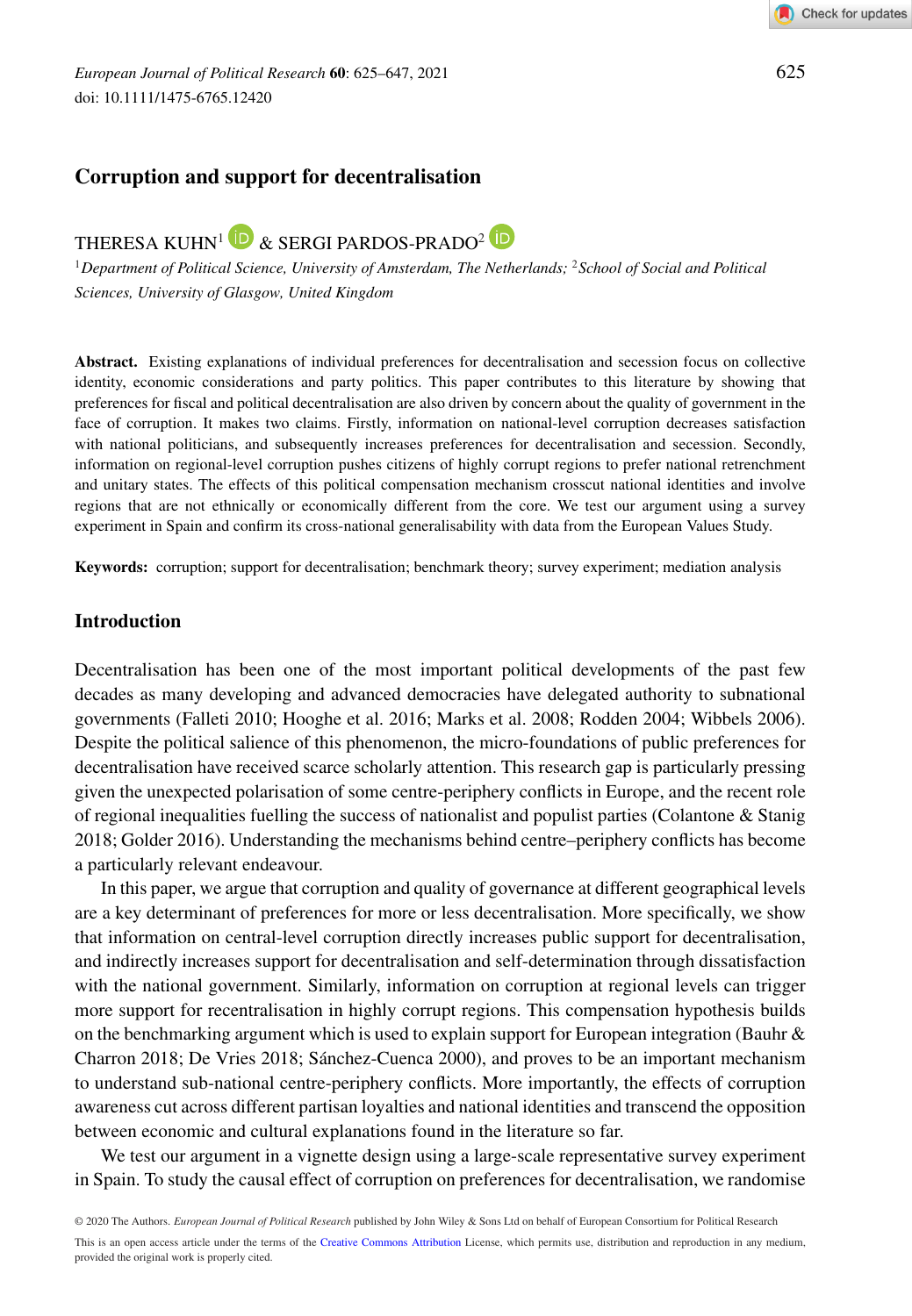# Corruption and support for decentralisation

THERESA KUHN[1] & SERGI PARDOS-PRADO[2]

[1]*Department of Political Science, University of Amsterdam, The Netherlands;* [2]*School of Social and Political Sciences, University of Glasgow, United Kingdom*

**Abstract.** Existing explanations of individual preferences for decentralisation and secession focus on collective identity, economic considerations and party politics. This paper contributes to this literature by showing that preferences for fiscal and political decentralisation are also driven by concern about the quality of government in the face of corruption. It makes two claims. Firstly, information on national-level corruption decreases satisfaction with national politicians, and subsequently increases preferences for decentralisation and secession. Secondly, information on regional-level corruption pushes citizens of highly corrupt regions to prefer national retrenchment and unitary states. The effects of this political compensation mechanism crosscut national identities and involve regions that are not ethnically or economically different from the core. We test our argument using a survey experiment in Spain and confirm its cross-national generalisability with data from the European Values Study.

**Keywords:** corruption; support for decentralisation; benchmark theory; survey experiment; mediation analysis

## Introduction

Decentralisation has been one of the most important political developments of the past few decades as many developing and advanced democracies have delegated authority to subnational governments (Falleti 2010; Hooghe et al. 2016; Marks et al. 2008; Rodden 2004; Wibbels 2006). Despite the political salience of this phenomenon, the micro-foundations of public preferences for decentralisation have received scarce scholarly attention. This research gap is particularly pressing given the unexpected polarisation of some centre-periphery conflicts in Europe, and the recent role of regional inequalities fuelling the success of nationalist and populist parties (Colantone & Stanig 2018; Golder 2016). Understanding the mechanisms behind centre–periphery conflicts has become a particularly relevant endeavour.

In this paper, we argue that corruption and quality of governance at different geographical levels are a key determinant of preferences for more or less decentralisation. More specifically, we show that information on central-level corruption directly increases public support for decentralisation, and indirectly increases support for decentralisation and self-determination through dissatisfaction with the national government. Similarly, information on corruption at regional levels can trigger more support for recentralisation in highly corrupt regions. This compensation hypothesis builds on the benchmarking argument which is used to explain support for European integration (Bauhr & Charron 2018; De Vries 2018; Sánchez-Cuenca 2000), and proves to be an important mechanism to understand sub-national centre-periphery conflicts. More importantly, the effects of corruption awareness cut across different partisan loyalties and national identities and transcend the opposition between economic and cultural explanations found in the literature so far.

We test our argument in a vignette design using a large-scale representative survey experiment in Spain. To study the causal effect of corruption on preferences for decentralisation, we randomise

© 2020 The Authors. *European Journal of Political Research* published by John Wiley & Sons Ltd on behalf of European Consortium for Political Research

This is an open access article under the terms of the Creative Commons Attribution License, which permits use, distribution and reproduction in any medium, provided the original work is properly cited.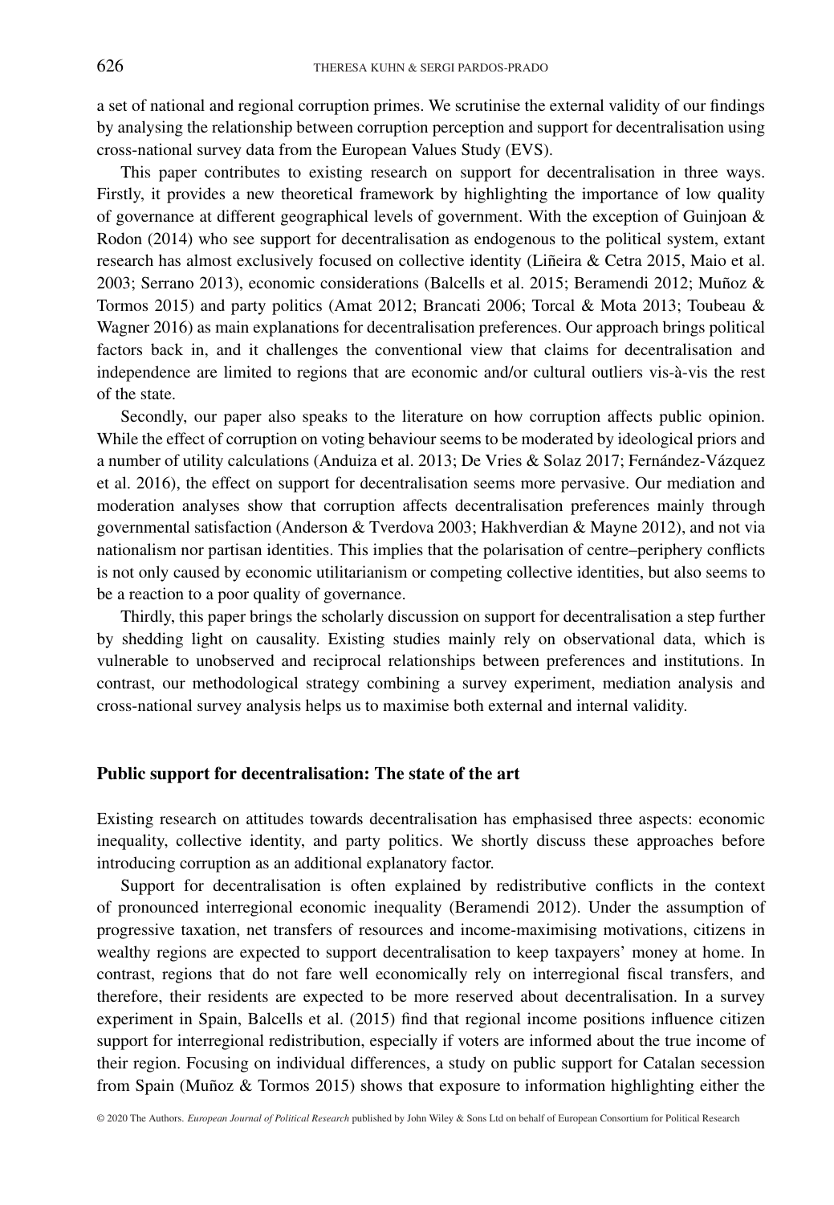a set of national and regional corruption primes. We scrutinise the external validity of our findings by analysing the relationship between corruption perception and support for decentralisation using cross-national survey data from the European Values Study (EVS).

This paper contributes to existing research on support for decentralisation in three ways. Firstly, it provides a new theoretical framework by highlighting the importance of low quality of governance at different geographical levels of government. With the exception of Guinjoan & Rodon (2014) who see support for decentralisation as endogenous to the political system, extant research has almost exclusively focused on collective identity (Liñeira & Cetra 2015, Maio et al. 2003; Serrano 2013), economic considerations (Balcells et al. 2015; Beramendi 2012; Muñoz & Tormos 2015) and party politics (Amat 2012; Brancati 2006; Torcal & Mota 2013; Toubeau & Wagner 2016) as main explanations for decentralisation preferences. Our approach brings political factors back in, and it challenges the conventional view that claims for decentralisation and independence are limited to regions that are economic and/or cultural outliers vis-à-vis the rest of the state.

Secondly, our paper also speaks to the literature on how corruption affects public opinion. While the effect of corruption on voting behaviour seems to be moderated by ideological priors and a number of utility calculations (Anduiza et al. 2013; De Vries & Solaz 2017; Fernández-Vázquez et al. 2016), the effect on support for decentralisation seems more pervasive. Our mediation and moderation analyses show that corruption affects decentralisation preferences mainly through governmental satisfaction (Anderson & Tverdova 2003; Hakhverdian & Mayne 2012), and not via nationalism nor partisan identities. This implies that the polarisation of centre–periphery conflicts is not only caused by economic utilitarianism or competing collective identities, but also seems to be a reaction to a poor quality of governance.

Thirdly, this paper brings the scholarly discussion on support for decentralisation a step further by shedding light on causality. Existing studies mainly rely on observational data, which is vulnerable to unobserved and reciprocal relationships between preferences and institutions. In contrast, our methodological strategy combining a survey experiment, mediation analysis and cross-national survey analysis helps us to maximise both external and internal validity.

## Public support for decentralisation: The state of the art

Existing research on attitudes towards decentralisation has emphasised three aspects: economic inequality, collective identity, and party politics. We shortly discuss these approaches before introducing corruption as an additional explanatory factor.

Support for decentralisation is often explained by redistributive conflicts in the context of pronounced interregional economic inequality (Beramendi 2012). Under the assumption of progressive taxation, net transfers of resources and income-maximising motivations, citizens in wealthy regions are expected to support decentralisation to keep taxpayers' money at home. In contrast, regions that do not fare well economically rely on interregional fiscal transfers, and therefore, their residents are expected to be more reserved about decentralisation. In a survey experiment in Spain, Balcells et al. (2015) find that regional income positions influence citizen support for interregional redistribution, especially if voters are informed about the true income of their region. Focusing on individual differences, a study on public support for Catalan secession from Spain (Muñoz & Tormos 2015) shows that exposure to information highlighting either the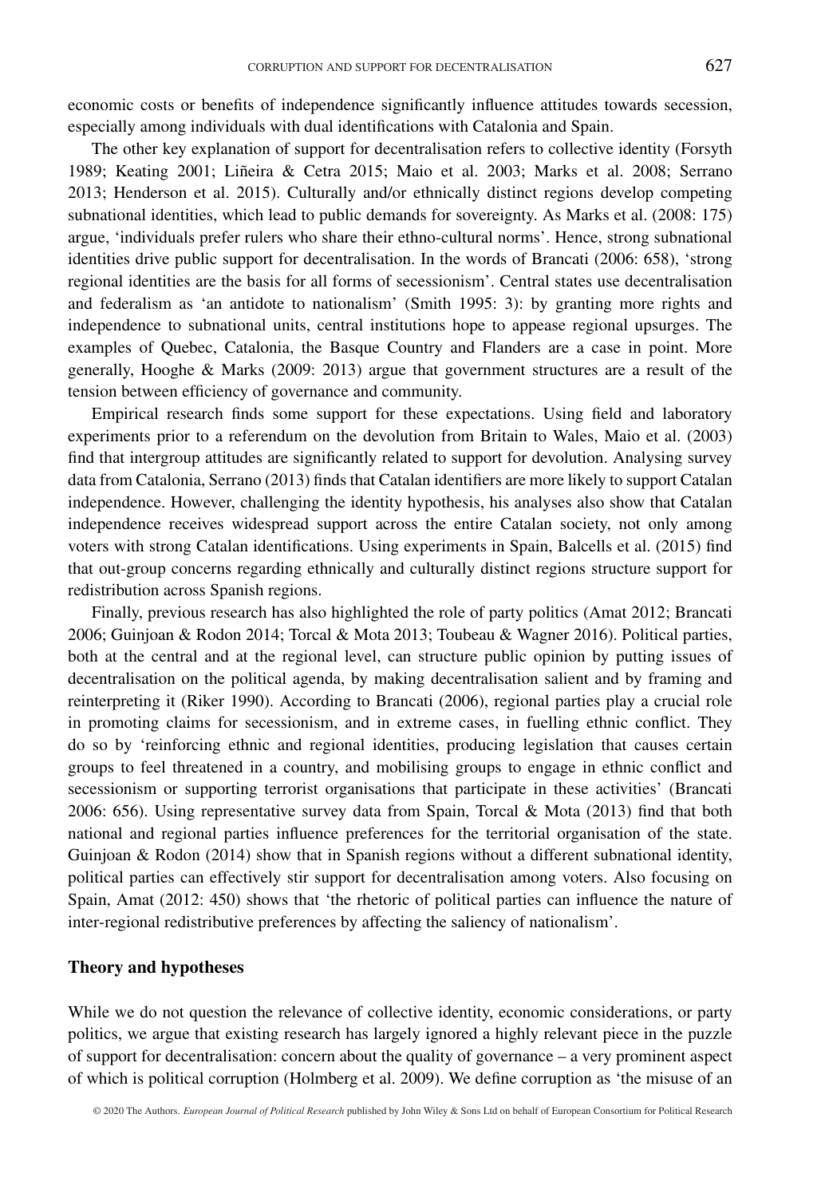economic costs or benefits of independence significantly influence attitudes towards secession, especially among individuals with dual identifications with Catalonia and Spain.

The other key explanation of support for decentralisation refers to collective identity (Forsyth 1989; Keating 2001; Liñeira & Cetra 2015; Maio et al. 2003; Marks et al. 2008; Serrano 2013; Henderson et al. 2015). Culturally and/or ethnically distinct regions develop competing subnational identities, which lead to public demands for sovereignty. As Marks et al. (2008: 175) argue, 'individuals prefer rulers who share their ethno-cultural norms'. Hence, strong subnational identities drive public support for decentralisation. In the words of Brancati (2006: 658), 'strong regional identities are the basis for all forms of secessionism'. Central states use decentralisation and federalism as 'an antidote to nationalism' (Smith 1995: 3): by granting more rights and independence to subnational units, central institutions hope to appease regional upsurges. The examples of Quebec, Catalonia, the Basque Country and Flanders are a case in point. More generally, Hooghe & Marks (2009: 2013) argue that government structures are a result of the tension between efficiency of governance and community.

Empirical research finds some support for these expectations. Using field and laboratory experiments prior to a referendum on the devolution from Britain to Wales, Maio et al. (2003) find that intergroup attitudes are significantly related to support for devolution. Analysing survey data from Catalonia, Serrano (2013) finds that Catalan identifiers are more likely to support Catalan independence. However, challenging the identity hypothesis, his analyses also show that Catalan independence receives widespread support across the entire Catalan society, not only among voters with strong Catalan identifications. Using experiments in Spain, Balcells et al. (2015) find that out-group concerns regarding ethnically and culturally distinct regions structure support for redistribution across Spanish regions.

Finally, previous research has also highlighted the role of party politics (Amat 2012; Brancati 2006; Guinjoan & Rodon 2014; Torcal & Mota 2013; Toubeau & Wagner 2016). Political parties, both at the central and at the regional level, can structure public opinion by putting issues of decentralisation on the political agenda, by making decentralisation salient and by framing and reinterpreting it (Riker 1990). According to Brancati (2006), regional parties play a crucial role in promoting claims for secessionism, and in extreme cases, in fuelling ethnic conflict. They do so by 'reinforcing ethnic and regional identities, producing legislation that causes certain groups to feel threatened in a country, and mobilising groups to engage in ethnic conflict and secessionism or supporting terrorist organisations that participate in these activities' (Brancati 2006: 656). Using representative survey data from Spain, Torcal & Mota (2013) find that both national and regional parties influence preferences for the territorial organisation of the state. Guinjoan & Rodon (2014) show that in Spanish regions without a different subnational identity, political parties can effectively stir support for decentralisation among voters. Also focusing on Spain, Amat (2012: 450) shows that 'the rhetoric of political parties can influence the nature of inter-regional redistributive preferences by affecting the saliency of nationalism'.

## Theory and hypotheses

While we do not question the relevance of collective identity, economic considerations, or party politics, we argue that existing research has largely ignored a highly relevant piece in the puzzle of support for decentralisation: concern about the quality of governance – a very prominent aspect of which is political corruption (Holmberg et al. 2009). We define corruption as 'the misuse of an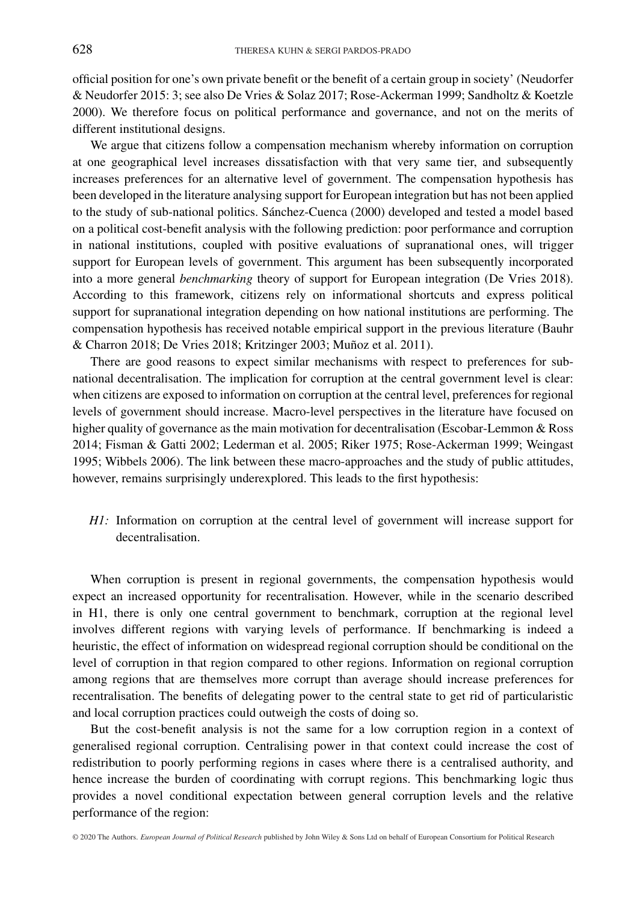official position for one's own private benefit or the benefit of a certain group in society' (Neudorfer & Neudorfer 2015: 3; see also De Vries & Solaz 2017; Rose-Ackerman 1999; Sandholtz & Koetzle 2000). We therefore focus on political performance and governance, and not on the merits of different institutional designs.

We argue that citizens follow a compensation mechanism whereby information on corruption at one geographical level increases dissatisfaction with that very same tier, and subsequently increases preferences for an alternative level of government. The compensation hypothesis has been developed in the literature analysing support for European integration but has not been applied to the study of sub-national politics. Sánchez-Cuenca (2000) developed and tested a model based on a political cost-benefit analysis with the following prediction: poor performance and corruption in national institutions, coupled with positive evaluations of supranational ones, will trigger support for European levels of government. This argument has been subsequently incorporated into a more general *benchmarking* theory of support for European integration (De Vries 2018). According to this framework, citizens rely on informational shortcuts and express political support for supranational integration depending on how national institutions are performing. The compensation hypothesis has received notable empirical support in the previous literature (Bauhr & Charron 2018; De Vries 2018; Kritzinger 2003; Muñoz et al. 2011).

There are good reasons to expect similar mechanisms with respect to preferences for sub-national decentralisation. The implication for corruption at the central government level is clear: when citizens are exposed to information on corruption at the central level, preferences for regional levels of government should increase. Macro-level perspectives in the literature have focused on higher quality of governance as the main motivation for decentralisation (Escobar-Lemmon & Ross 2014; Fisman & Gatti 2002; Lederman et al. 2005; Riker 1975; Rose-Ackerman 1999; Weingast 1995; Wibbels 2006). The link between these macro-approaches and the study of public attitudes, however, remains surprisingly underexplored. This leads to the first hypothesis:

*H1:* Information on corruption at the central level of government will increase support for decentralisation.

When corruption is present in regional governments, the compensation hypothesis would expect an increased opportunity for recentralisation. However, while in the scenario described in H1, there is only one central government to benchmark, corruption at the regional level involves different regions with varying levels of performance. If benchmarking is indeed a heuristic, the effect of information on widespread regional corruption should be conditional on the level of corruption in that region compared to other regions. Information on regional corruption among regions that are themselves more corrupt than average should increase preferences for recentralisation. The benefits of delegating power to the central state to get rid of particularistic and local corruption practices could outweigh the costs of doing so.

But the cost-benefit analysis is not the same for a low corruption region in a context of generalised regional corruption. Centralising power in that context could increase the cost of redistribution to poorly performing regions in cases where there is a centralised authority, and hence increase the burden of coordinating with corrupt regions. This benchmarking logic thus provides a novel conditional expectation between general corruption levels and the relative performance of the region: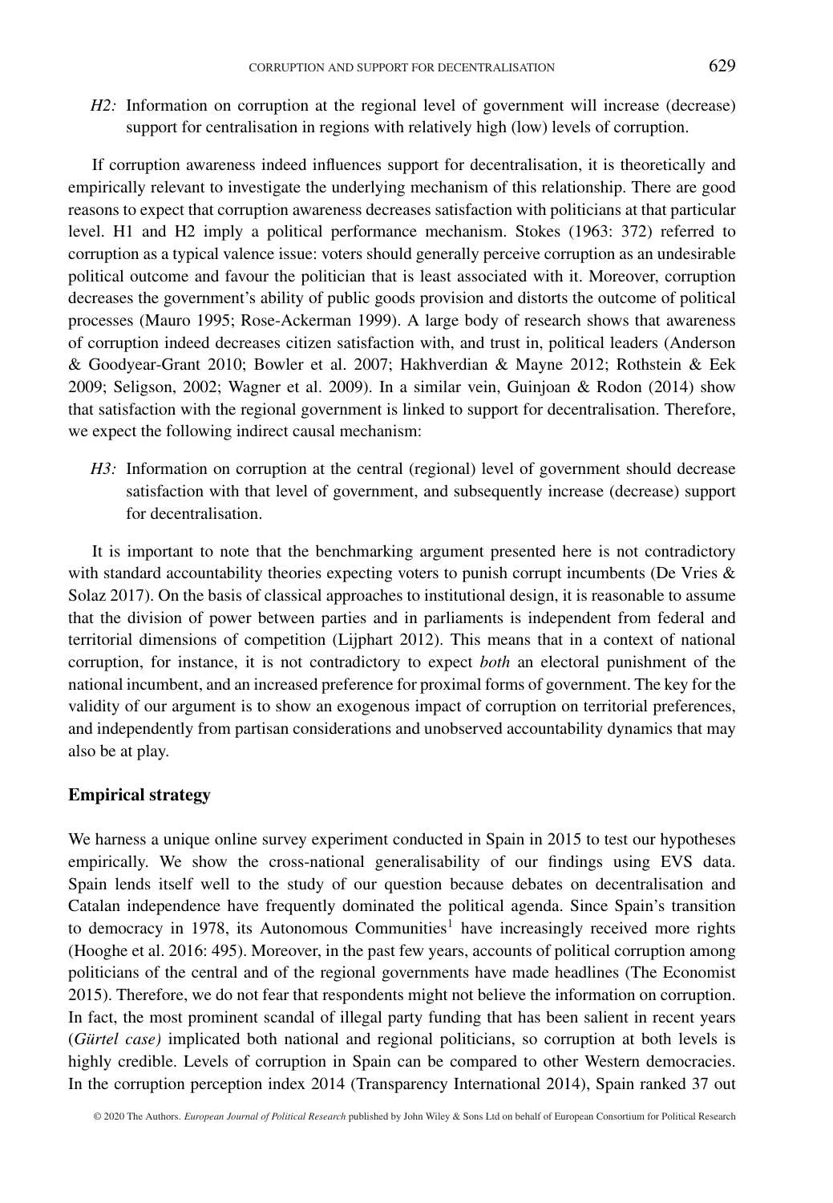*H2:* Information on corruption at the regional level of government will increase (decrease) support for centralisation in regions with relatively high (low) levels of corruption.

If corruption awareness indeed influences support for decentralisation, it is theoretically and empirically relevant to investigate the underlying mechanism of this relationship. There are good reasons to expect that corruption awareness decreases satisfaction with politicians at that particular level. H1 and H2 imply a political performance mechanism. Stokes (1963: 372) referred to corruption as a typical valence issue: voters should generally perceive corruption as an undesirable political outcome and favour the politician that is least associated with it. Moreover, corruption decreases the government's ability of public goods provision and distorts the outcome of political processes (Mauro 1995; Rose-Ackerman 1999). A large body of research shows that awareness of corruption indeed decreases citizen satisfaction with, and trust in, political leaders (Anderson & Goodyear-Grant 2010; Bowler et al. 2007; Hakhverdian & Mayne 2012; Rothstein & Eek 2009; Seligson, 2002; Wagner et al. 2009). In a similar vein, Guinjoan & Rodon (2014) show that satisfaction with the regional government is linked to support for decentralisation. Therefore, we expect the following indirect causal mechanism:

*H3:* Information on corruption at the central (regional) level of government should decrease satisfaction with that level of government, and subsequently increase (decrease) support for decentralisation.

It is important to note that the benchmarking argument presented here is not contradictory with standard accountability theories expecting voters to punish corrupt incumbents (De Vries & Solaz 2017). On the basis of classical approaches to institutional design, it is reasonable to assume that the division of power between parties and in parliaments is independent from federal and territorial dimensions of competition (Lijphart 2012). This means that in a context of national corruption, for instance, it is not contradictory to expect *both* an electoral punishment of the national incumbent, and an increased preference for proximal forms of government. The key for the validity of our argument is to show an exogenous impact of corruption on territorial preferences, and independently from partisan considerations and unobserved accountability dynamics that may also be at play.

## Empirical strategy

We harness a unique online survey experiment conducted in Spain in 2015 to test our hypotheses empirically. We show the cross-national generalisability of our findings using EVS data. Spain lends itself well to the study of our question because debates on decentralisation and Catalan independence have frequently dominated the political agenda. Since Spain's transition to democracy in 1978, its Autonomous Communities[1] have increasingly received more rights (Hooghe et al. 2016: 495). Moreover, in the past few years, accounts of political corruption among politicians of the central and of the regional governments have made headlines (The Economist 2015). Therefore, we do not fear that respondents might not believe the information on corruption. In fact, the most prominent scandal of illegal party funding that has been salient in recent years (*Gürtel case)* implicated both national and regional politicians, so corruption at both levels is highly credible. Levels of corruption in Spain can be compared to other Western democracies. In the corruption perception index 2014 (Transparency International 2014), Spain ranked 37 out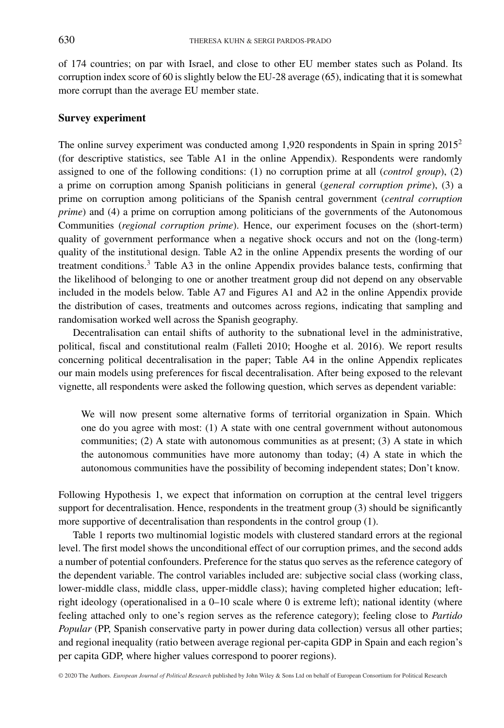of 174 countries; on par with Israel, and close to other EU member states such as Poland. Its corruption index score of 60 is slightly below the EU-28 average (65), indicating that it is somewhat more corrupt than the average EU member state.

## Survey experiment

The online survey experiment was conducted among 1,920 respondents in Spain in spring 2015[2] (for descriptive statistics, see Table A1 in the online Appendix). Respondents were randomly assigned to one of the following conditions: (1) no corruption prime at all (*control group*), (2) a prime on corruption among Spanish politicians in general (*general corruption prime*), (3) a prime on corruption among politicians of the Spanish central government (*central corruption prime*) and (4) a prime on corruption among politicians of the governments of the Autonomous Communities (*regional corruption prime*). Hence, our experiment focuses on the (short-term) quality of government performance when a negative shock occurs and not on the (long-term) quality of the institutional design. Table A2 in the online Appendix presents the wording of our treatment conditions.[3] Table A3 in the online Appendix provides balance tests, confirming that the likelihood of belonging to one or another treatment group did not depend on any observable included in the models below. Table A7 and Figures A1 and A2 in the online Appendix provide the distribution of cases, treatments and outcomes across regions, indicating that sampling and randomisation worked well across the Spanish geography.

Decentralisation can entail shifts of authority to the subnational level in the administrative, political, fiscal and constitutional realm (Falleti 2010; Hooghe et al. 2016). We report results concerning political decentralisation in the paper; Table A4 in the online Appendix replicates our main models using preferences for fiscal decentralisation. After being exposed to the relevant vignette, all respondents were asked the following question, which serves as dependent variable:

> We will now present some alternative forms of territorial organization in Spain. Which one do you agree with most: (1) A state with one central government without autonomous communities; (2) A state with autonomous communities as at present; (3) A state in which the autonomous communities have more autonomy than today; (4) A state in which the autonomous communities have the possibility of becoming independent states; Don't know.

Following Hypothesis 1, we expect that information on corruption at the central level triggers support for decentralisation. Hence, respondents in the treatment group (3) should be significantly more supportive of decentralisation than respondents in the control group (1).

Table 1 reports two multinomial logistic models with clustered standard errors at the regional level. The first model shows the unconditional effect of our corruption primes, and the second adds a number of potential confounders. Preference for the status quo serves as the reference category of the dependent variable. The control variables included are: subjective social class (working class, lower-middle class, middle class, upper-middle class); having completed higher education; left-right ideology (operationalised in a 0–10 scale where 0 is extreme left); national identity (where feeling attached only to one's region serves as the reference category); feeling close to *Partido Popular* (PP, Spanish conservative party in power during data collection) versus all other parties; and regional inequality (ratio between average regional per-capita GDP in Spain and each region's per capita GDP, where higher values correspond to poorer regions).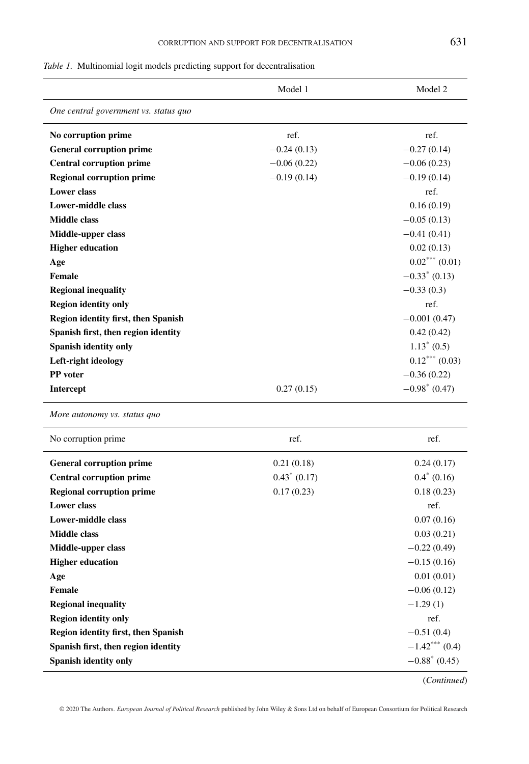*Table 1.* Multinomial logit models predicting support for decentralisation

| | Model 1 | Model 2 |
|---|---|---|
| *One central government vs. status quo* | | |
| **No corruption prime** | ref. | ref. |
| **General corruption prime** | −0.24 (0.13) | −0.27 (0.14) |
| **Central corruption prime** | −0.06 (0.22) | −0.06 (0.23) |
| **Regional corruption prime** | −0.19 (0.14) | −0.19 (0.14) |
| **Lower class** | | ref. |
| **Lower-middle class** | | 0.16 (0.19) |
| **Middle class** | | −0.05 (0.13) |
| **Middle-upper class** | | −0.41 (0.41) |
| **Higher education** | | 0.02 (0.13) |
| **Age** | | $0.02^{***}$ (0.01) |
| **Female** | | $-0.33^{*}$ (0.13) |
| **Regional inequality** | | −0.33 (0.3) |
| **Region identity only** | | ref. |
| **Region identity first, then Spanish** | | −0.001 (0.47) |
| **Spanish first, then region identity** | | 0.42 (0.42) |
| **Spanish identity only** | | $1.13^{*}$ (0.5) |
| **Left-right ideology** | | $0.12^{***}$ (0.03) |
| **PP voter** | | −0.36 (0.22) |
| **Intercept** | 0.27 (0.15) | $-0.98^{*}$ (0.47) |
| *More autonomy vs. status quo* | | |
| No corruption prime | ref. | ref. |
| **General corruption prime** | 0.21 (0.18) | 0.24 (0.17) |
| **Central corruption prime** | $0.43^{*}$ (0.17) | $0.4^{*}$ (0.16) |
| **Regional corruption prime** | 0.17 (0.23) | 0.18 (0.23) |
| **Lower class** | | ref. |
| **Lower-middle class** | | 0.07 (0.16) |
| **Middle class** | | 0.03 (0.21) |
| **Middle-upper class** | | −0.22 (0.49) |
| **Higher education** | | −0.15 (0.16) |
| **Age** | | 0.01 (0.01) |
| **Female** | | −0.06 (0.12) |
| **Regional inequality** | | −1.29 (1) |
| **Region identity only** | | ref. |
| **Region identity first, then Spanish** | | −0.51 (0.4) |
| **Spanish first, then region identity** | | $-1.42^{***}$ (0.4) |
| **Spanish identity only** | | $-0.88^{*}$ (0.45) |

(*Continued*)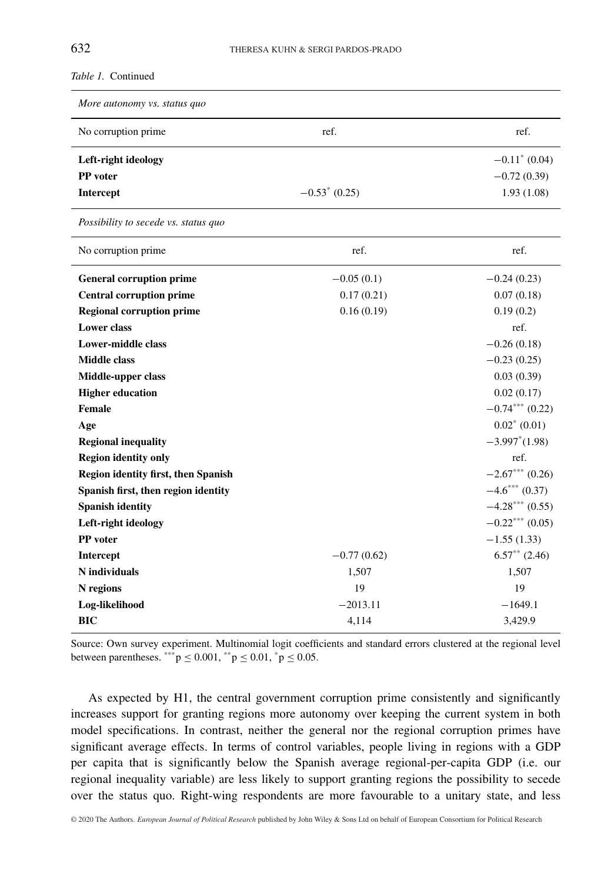*Table 1.* Continued

| *More autonomy vs. status quo* | | |
|---|---|---|
| No corruption prime | ref. | ref. |
| **Left-right ideology** | | $-0.11^{*}$ (0.04) |
| **PP voter** | | $-0.72$ (0.39) |
| **Intercept** | $-0.53^{*}$ (0.25) | 1.93 (1.08) |
| *Possibility to secede vs. status quo* | | |
| No corruption prime | ref. | ref. |
| **General corruption prime** | $-0.05$ (0.1) | $-0.24$ (0.23) |
| **Central corruption prime** | 0.17 (0.21) | 0.07 (0.18) |
| **Regional corruption prime** | 0.16 (0.19) | 0.19 (0.2) |
| **Lower class** | | ref. |
| **Lower-middle class** | | $-0.26$ (0.18) |
| **Middle class** | | $-0.23$ (0.25) |
| **Middle-upper class** | | 0.03 (0.39) |
| **Higher education** | | 0.02 (0.17) |
| **Female** | | $-0.74^{***}$ (0.22) |
| **Age** | | $0.02^{*}$ (0.01) |
| **Regional inequality** | | $-3.997^{*}$(1.98) |
| **Region identity only** | | ref. |
| **Region identity first, then Spanish** | | $-2.67^{***}$ (0.26) |
| **Spanish first, then region identity** | | $-4.6^{***}$ (0.37) |
| **Spanish identity** | | $-4.28^{***}$ (0.55) |
| **Left-right ideology** | | $-0.22^{***}$ (0.05) |
| **PP voter** | | $-1.55$ (1.33) |
| **Intercept** | $-0.77$ (0.62) | $6.57^{**}$ (2.46) |
| **N individuals** | 1,507 | 1,507 |
| **N regions** | 19 | 19 |
| **Log-likelihood** | $-2013.11$ | $-1649.1$ |
| **BIC** | 4,114 | 3,429.9 |

Source: Own survey experiment. Multinomial logit coefficients and standard errors clustered at the regional level between parentheses. $^{***}p \leq 0.001$, $^{**}p \leq 0.01$, $^{*}p \leq 0.05$.

As expected by H1, the central government corruption prime consistently and significantly increases support for granting regions more autonomy over keeping the current system in both model specifications. In contrast, neither the general nor the regional corruption primes have significant average effects. In terms of control variables, people living in regions with a GDP per capita that is significantly below the Spanish average regional-per-capita GDP (i.e. our regional inequality variable) are less likely to support granting regions the possibility to secede over the status quo. Right-wing respondents are more favourable to a unitary state, and less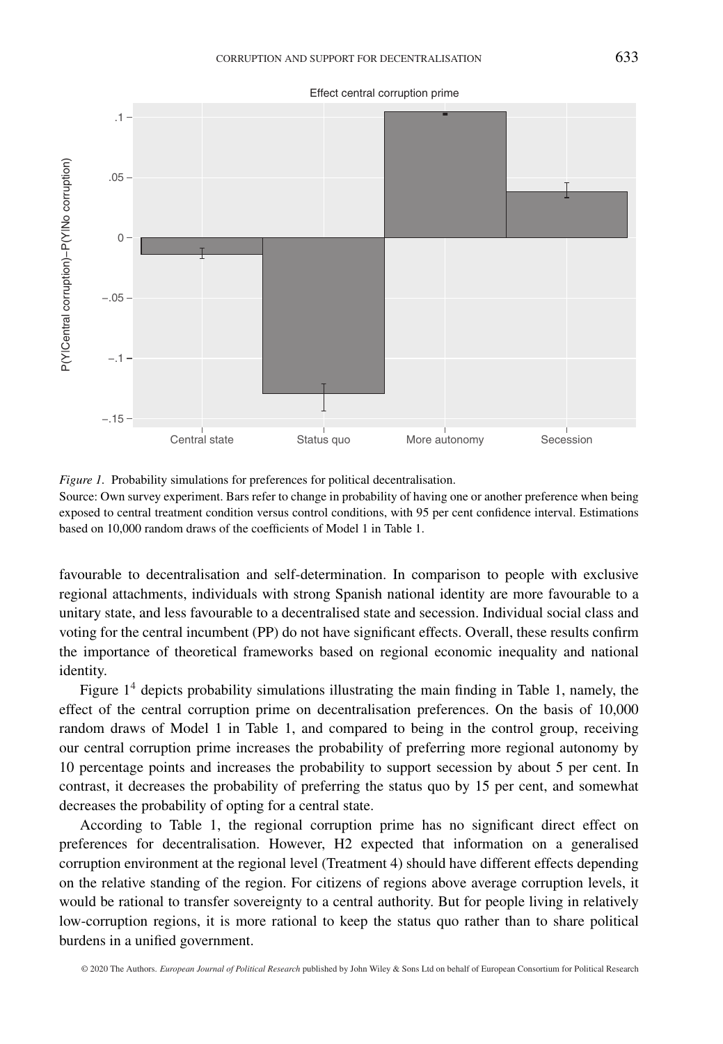*Figure 1.* Probability simulations for preferences for political decentralisation.
Source: Own survey experiment. Bars refer to change in probability of having one or another preference when being exposed to central treatment condition versus control conditions, with 95 per cent confidence interval. Estimations based on 10,000 random draws of the coefficients of Model 1 in Table 1.

favourable to decentralisation and self-determination. In comparison to people with exclusive regional attachments, individuals with strong Spanish national identity are more favourable to a unitary state, and less favourable to a decentralised state and secession. Individual social class and voting for the central incumbent (PP) do not have significant effects. Overall, these results confirm the importance of theoretical frameworks based on regional economic inequality and national identity.

Figure 1[4] depicts probability simulations illustrating the main finding in Table 1, namely, the effect of the central corruption prime on decentralisation preferences. On the basis of 10,000 random draws of Model 1 in Table 1, and compared to being in the control group, receiving our central corruption prime increases the probability of preferring more regional autonomy by 10 percentage points and increases the probability to support secession by about 5 per cent. In contrast, it decreases the probability of preferring the status quo by 15 per cent, and somewhat decreases the probability of opting for a central state.

According to Table 1, the regional corruption prime has no significant direct effect on preferences for decentralisation. However, H2 expected that information on a generalised corruption environment at the regional level (Treatment 4) should have different effects depending on the relative standing of the region. For citizens of regions above average corruption levels, it would be rational to transfer sovereignty to a central authority. But for people living in relatively low-corruption regions, it is more rational to keep the status quo rather than to share political burdens in a unified government.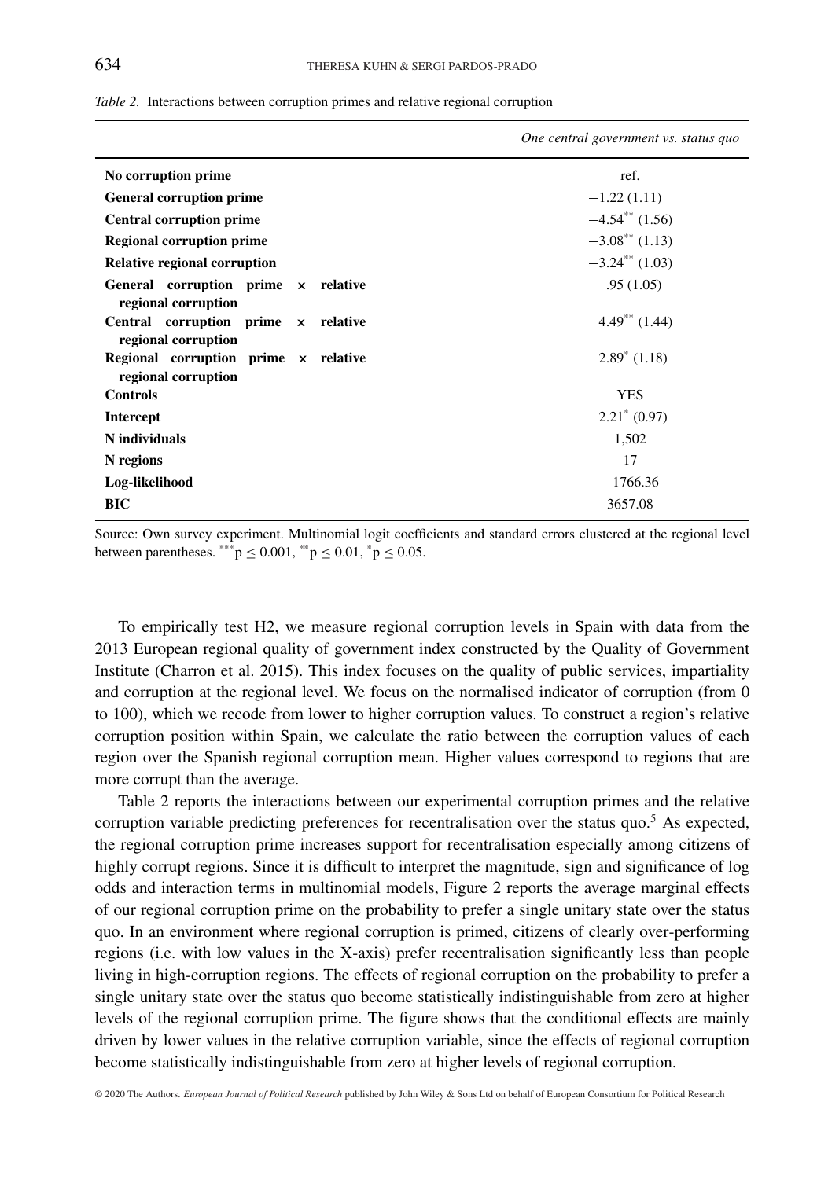*Table 2.* Interactions between corruption primes and relative regional corruption

| | *One central government vs. status quo* |
|---|---|
| **No corruption prime** | ref. |
| **General corruption prime** | −1.22 (1.11) |
| **Central corruption prime** | $-4.54^{**}$ (1.56) |
| **Regional corruption prime** | $-3.08^{**}$ (1.13) |
| **Relative regional corruption** | $-3.24^{**}$ (1.03) |
| **General corruption prime × relative regional corruption** | .95 (1.05) |
| **Central corruption prime × relative regional corruption** | $4.49^{**}$ (1.44) |
| **Regional corruption prime × relative regional corruption** | $2.89^{*}$ (1.18) |
| **Controls** | YES |
| **Intercept** | $2.21^{*}$ (0.97) |
| **N individuals** | 1,502 |
| **N regions** | 17 |
| **Log-likelihood** | −1766.36 |
| **BIC** | 3657.08 |

Source: Own survey experiment. Multinomial logit coefficients and standard errors clustered at the regional level between parentheses. $^{***}p \leq 0.001$, $^{**}p \leq 0.01$, $^{*}p \leq 0.05$.

To empirically test H2, we measure regional corruption levels in Spain with data from the 2013 European regional quality of government index constructed by the Quality of Government Institute (Charron et al. 2015). This index focuses on the quality of public services, impartiality and corruption at the regional level. We focus on the normalised indicator of corruption (from 0 to 100), which we recode from lower to higher corruption values. To construct a region's relative corruption position within Spain, we calculate the ratio between the corruption values of each region over the Spanish regional corruption mean. Higher values correspond to regions that are more corrupt than the average.

Table 2 reports the interactions between our experimental corruption primes and the relative corruption variable predicting preferences for recentralisation over the status quo.[5] As expected, the regional corruption prime increases support for recentralisation especially among citizens of highly corrupt regions. Since it is difficult to interpret the magnitude, sign and significance of log odds and interaction terms in multinomial models, Figure 2 reports the average marginal effects of our regional corruption prime on the probability to prefer a single unitary state over the status quo. In an environment where regional corruption is primed, citizens of clearly over-performing regions (i.e. with low values in the X-axis) prefer recentralisation significantly less than people living in high-corruption regions. The effects of regional corruption on the probability to prefer a single unitary state over the status quo become statistically indistinguishable from zero at higher levels of the regional corruption prime. The figure shows that the conditional effects are mainly driven by lower values in the relative corruption variable, since the effects of regional corruption become statistically indistinguishable from zero at higher levels of regional corruption.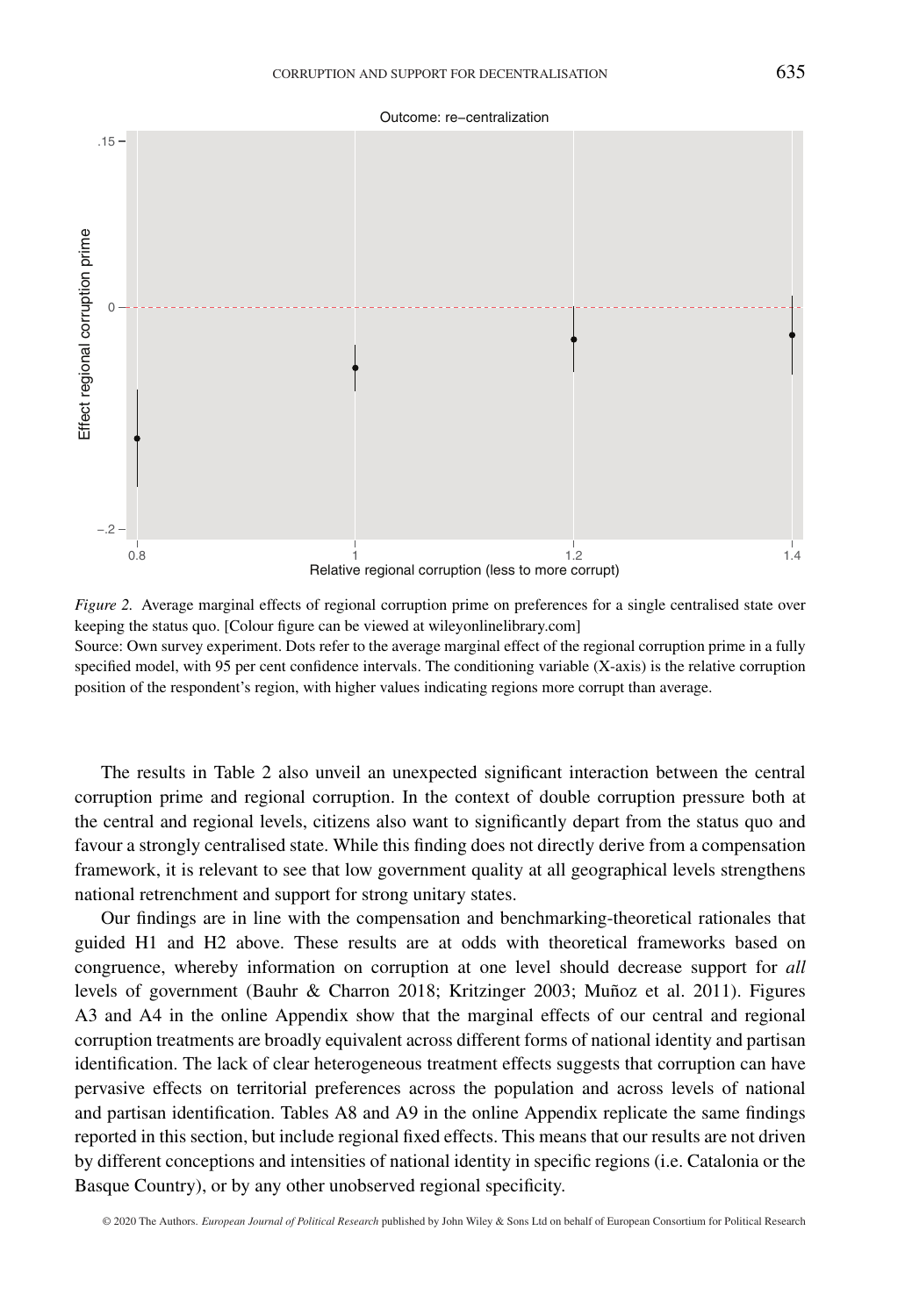*Figure 2.* Average marginal effects of regional corruption prime on preferences for a single centralised state over keeping the status quo. [Colour figure can be viewed at wileyonlinelibrary.com]

Source: Own survey experiment. Dots refer to the average marginal effect of the regional corruption prime in a fully specified model, with 95 per cent confidence intervals. The conditioning variable (X-axis) is the relative corruption position of the respondent's region, with higher values indicating regions more corrupt than average.

The results in Table 2 also unveil an unexpected significant interaction between the central corruption prime and regional corruption. In the context of double corruption pressure both at the central and regional levels, citizens also want to significantly depart from the status quo and favour a strongly centralised state. While this finding does not directly derive from a compensation framework, it is relevant to see that low government quality at all geographical levels strengthens national retrenchment and support for strong unitary states.

Our findings are in line with the compensation and benchmarking-theoretical rationales that guided H1 and H2 above. These results are at odds with theoretical frameworks based on congruence, whereby information on corruption at one level should decrease support for *all* levels of government (Bauhr & Charron 2018; Kritzinger 2003; Muñoz et al. 2011). Figures A3 and A4 in the online Appendix show that the marginal effects of our central and regional corruption treatments are broadly equivalent across different forms of national identity and partisan identification. The lack of clear heterogeneous treatment effects suggests that corruption can have pervasive effects on territorial preferences across the population and across levels of national and partisan identification. Tables A8 and A9 in the online Appendix replicate the same findings reported in this section, but include regional fixed effects. This means that our results are not driven by different conceptions and intensities of national identity in specific regions (i.e. Catalonia or the Basque Country), or by any other unobserved regional specificity.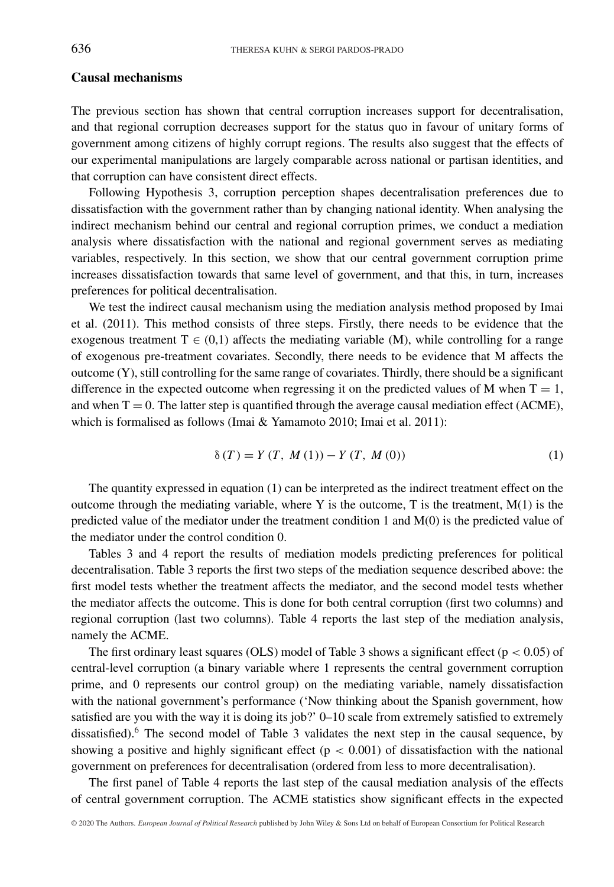## Causal mechanisms

The previous section has shown that central corruption increases support for decentralisation, and that regional corruption decreases support for the status quo in favour of unitary forms of government among citizens of highly corrupt regions. The results also suggest that the effects of our experimental manipulations are largely comparable across national or partisan identities, and that corruption can have consistent direct effects.

Following Hypothesis 3, corruption perception shapes decentralisation preferences due to dissatisfaction with the government rather than by changing national identity. When analysing the indirect mechanism behind our central and regional corruption primes, we conduct a mediation analysis where dissatisfaction with the national and regional government serves as mediating variables, respectively. In this section, we show that our central government corruption prime increases dissatisfaction towards that same level of government, and that this, in turn, increases preferences for political decentralisation.

We test the indirect causal mechanism using the mediation analysis method proposed by Imai et al. (2011). This method consists of three steps. Firstly, there needs to be evidence that the exogenous treatment $T \in (0,1)$ affects the mediating variable (M), while controlling for a range of exogenous pre-treatment covariates. Secondly, there needs to be evidence that M affects the outcome (Y), still controlling for the same range of covariates. Thirdly, there should be a significant difference in the expected outcome when regressing it on the predicted values of M when $T = 1$, and when $T = 0$. The latter step is quantified through the average causal mediation effect (ACME), which is formalised as follows (Imai & Yamamoto 2010; Imai et al. 2011):

$$\delta(T) = Y(T,\ M(1)) - Y(T,\ M(0)) \tag{1}$$

The quantity expressed in equation (1) can be interpreted as the indirect treatment effect on the outcome through the mediating variable, where Y is the outcome, T is the treatment, M(1) is the predicted value of the mediator under the treatment condition 1 and M(0) is the predicted value of the mediator under the control condition 0.

Tables 3 and 4 report the results of mediation models predicting preferences for political decentralisation. Table 3 reports the first two steps of the mediation sequence described above: the first model tests whether the treatment affects the mediator, and the second model tests whether the mediator affects the outcome. This is done for both central corruption (first two columns) and regional corruption (last two columns). Table 4 reports the last step of the mediation analysis, namely the ACME.

The first ordinary least squares (OLS) model of Table 3 shows a significant effect ($p < 0.05$) of central-level corruption (a binary variable where 1 represents the central government corruption prime, and 0 represents our control group) on the mediating variable, namely dissatisfaction with the national government's performance ('Now thinking about the Spanish government, how satisfied are you with the way it is doing its job?' 0–10 scale from extremely satisfied to extremely dissatisfied).[6] The second model of Table 3 validates the next step in the causal sequence, by showing a positive and highly significant effect ($p < 0.001$) of dissatisfaction with the national government on preferences for decentralisation (ordered from less to more decentralisation).

The first panel of Table 4 reports the last step of the causal mediation analysis of the effects of central government corruption. The ACME statistics show significant effects in the expected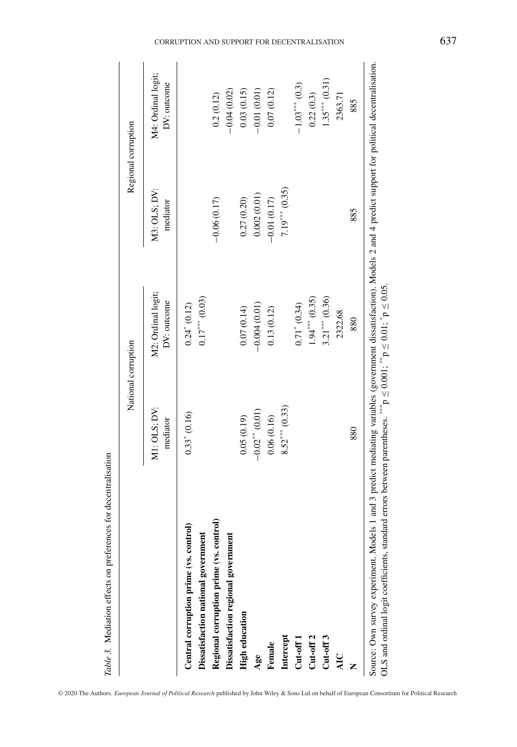*Table 3.* Mediation effects on preferences for decentralisation

| | National corruption | | Regional corruption | |
|---|---|---|---|---|
| | M1: OLS; DV: mediator | M2: Ordinal logit; DV: outcome | M3: OLS; DV: mediator | M4: Ordinal logit; DV: outcome |
| **Central corruption prime (vs. control)** | 0.33* (0.16) | 0.24* (0.12) | | |
| **Dissatisfaction national government** | | 0.17*** (0.03) | | |
| **Regional corruption prime (vs. control)** | | | −0.06 (0.17) | 0.2 (0.12) |
| **Dissatisfaction regional government** | | | | −0.04 (0.02) |
| **High education** | 0.05 (0.19) | 0.07 (0.14) | 0.27 (0.20) | 0.03 (0.15) |
| **Age** | −0.02** (0.01) | −0.004 (0.01) | 0.002 (0.01) | −0.01 (0.01) |
| **Female** | 0.06 (0.16) | 0.13 (0.12) | −0.01 (0.17) | 0.07 (0.12) |
| **Intercept** | 8.52*** (0.33) | | 7.19*** (0.35) | |
| **Cut-off 1** | | 0.71* (0.34) | | −1.03*** (0.3) |
| **Cut-off 2** | | 1.94*** (0.35) | | 0.22 (0.3) |
| **Cut-off 3** | | 3.21*** (0.36) | | 1.35*** (0.31) |
| **AIC** | | 2322.68 | | 2363.71 |
| **N** | 880 | 880 | 885 | 885 |

Source: Own survey experiment. Models 1 and 3 predict mediating variables (government dissatisfaction). Models 2 and 4 predict support for political decentralisation. OLS and ordinal logit coefficients, standard errors between parentheses. *** $p \leq 0.001$; ** $p \leq 0.01$; * $p \leq 0.05$.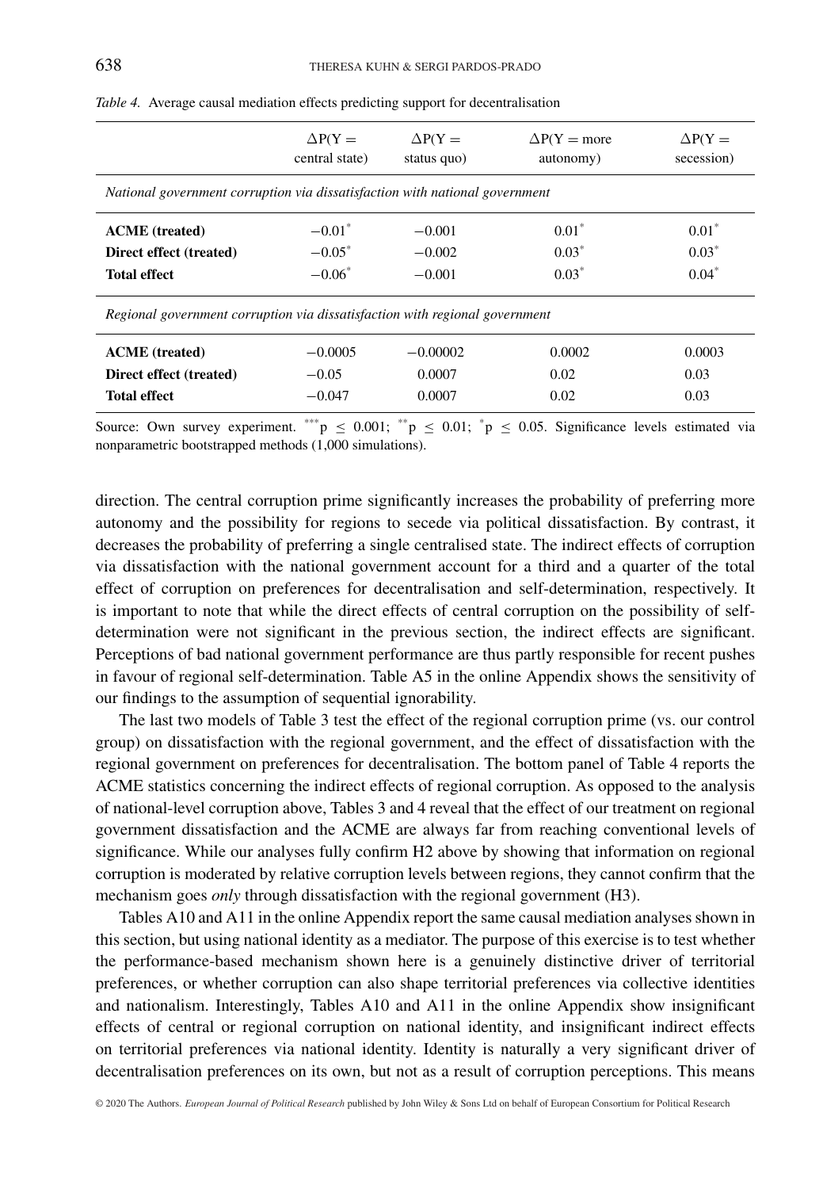*Table 4.* Average causal mediation effects predicting support for decentralisation

| | $\Delta P(Y =$ central state) | $\Delta P(Y =$ status quo) | $\Delta P(Y =$ more autonomy) | $\Delta P(Y =$ secession) |
|---|---|---|---|---|
| *National government corruption via dissatisfaction with national government* | | | | |
| **ACME (treated)** | $-0.01^{*}$ | $-0.001$ | $0.01^{*}$ | $0.01^{*}$ |
| **Direct effect (treated)** | $-0.05^{*}$ | $-0.002$ | $0.03^{*}$ | $0.03^{*}$ |
| **Total effect** | $-0.06^{*}$ | $-0.001$ | $0.03^{*}$ | $0.04^{*}$ |
| *Regional government corruption via dissatisfaction with regional government* | | | | |
| **ACME (treated)** | $-0.0005$ | $-0.00002$ | 0.0002 | 0.0003 |
| **Direct effect (treated)** | $-0.05$ | 0.0007 | 0.02 | 0.03 |
| **Total effect** | $-0.047$ | 0.0007 | 0.02 | 0.03 |

Source: Own survey experiment. $^{***}p \leq 0.001$; $^{**}p \leq 0.01$; $^{*}p \leq 0.05$. Significance levels estimated via nonparametric bootstrapped methods (1,000 simulations).

direction. The central corruption prime significantly increases the probability of preferring more autonomy and the possibility for regions to secede via political dissatisfaction. By contrast, it decreases the probability of preferring a single centralised state. The indirect effects of corruption via dissatisfaction with the national government account for a third and a quarter of the total effect of corruption on preferences for decentralisation and self-determination, respectively. It is important to note that while the direct effects of central corruption on the possibility of self-determination were not significant in the previous section, the indirect effects are significant. Perceptions of bad national government performance are thus partly responsible for recent pushes in favour of regional self-determination. Table A5 in the online Appendix shows the sensitivity of our findings to the assumption of sequential ignorability.

The last two models of Table 3 test the effect of the regional corruption prime (vs. our control group) on dissatisfaction with the regional government, and the effect of dissatisfaction with the regional government on preferences for decentralisation. The bottom panel of Table 4 reports the ACME statistics concerning the indirect effects of regional corruption. As opposed to the analysis of national-level corruption above, Tables 3 and 4 reveal that the effect of our treatment on regional government dissatisfaction and the ACME are always far from reaching conventional levels of significance. While our analyses fully confirm H2 above by showing that information on regional corruption is moderated by relative corruption levels between regions, they cannot confirm that the mechanism goes *only* through dissatisfaction with the regional government (H3).

Tables A10 and A11 in the online Appendix report the same causal mediation analyses shown in this section, but using national identity as a mediator. The purpose of this exercise is to test whether the performance-based mechanism shown here is a genuinely distinctive driver of territorial preferences, or whether corruption can also shape territorial preferences via collective identities and nationalism. Interestingly, Tables A10 and A11 in the online Appendix show insignificant effects of central or regional corruption on national identity, and insignificant indirect effects on territorial preferences via national identity. Identity is naturally a very significant driver of decentralisation preferences on its own, but not as a result of corruption perceptions. This means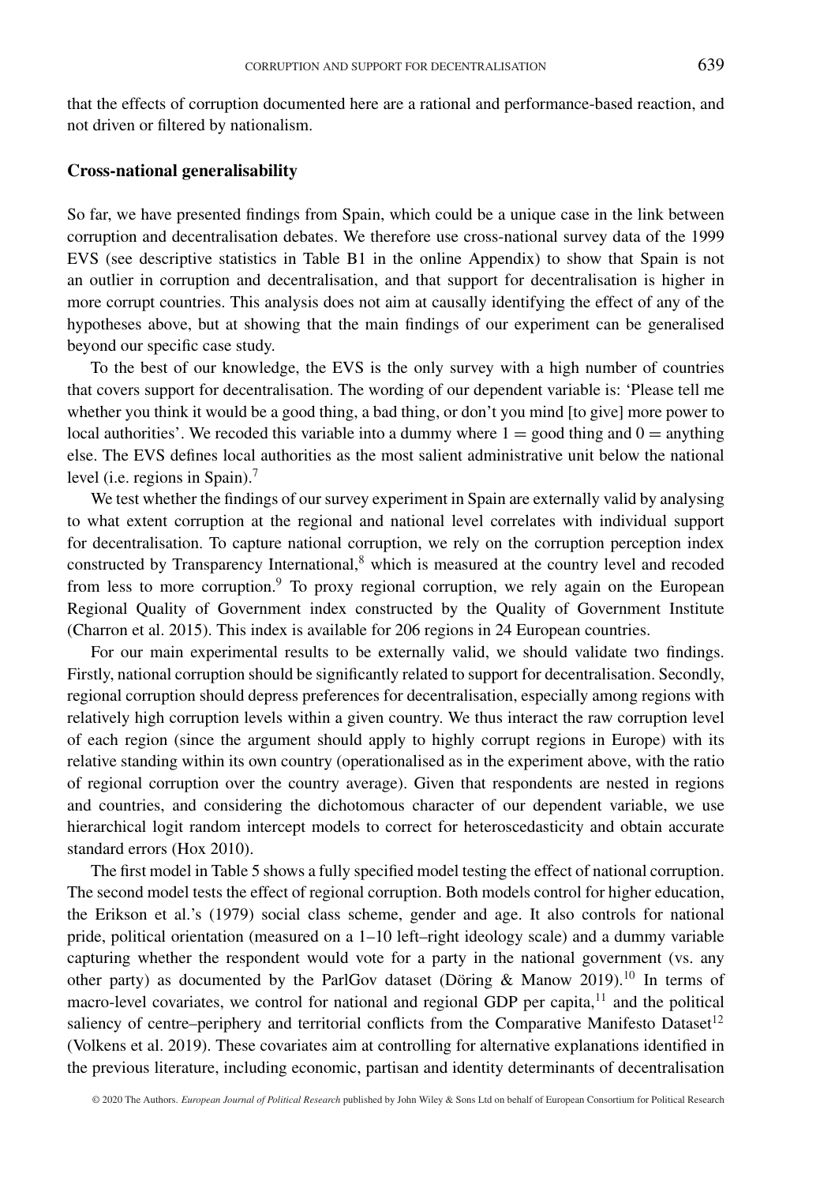that the effects of corruption documented here are a rational and performance-based reaction, and not driven or filtered by nationalism.

### Cross-national generalisability

So far, we have presented findings from Spain, which could be a unique case in the link between corruption and decentralisation debates. We therefore use cross-national survey data of the 1999 EVS (see descriptive statistics in Table B1 in the online Appendix) to show that Spain is not an outlier in corruption and decentralisation, and that support for decentralisation is higher in more corrupt countries. This analysis does not aim at causally identifying the effect of any of the hypotheses above, but at showing that the main findings of our experiment can be generalised beyond our specific case study.

To the best of our knowledge, the EVS is the only survey with a high number of countries that covers support for decentralisation. The wording of our dependent variable is: 'Please tell me whether you think it would be a good thing, a bad thing, or don't you mind [to give] more power to local authorities'. We recoded this variable into a dummy where 1 = good thing and 0 = anything else. The EVS defines local authorities as the most salient administrative unit below the national level (i.e. regions in Spain).[7]

We test whether the findings of our survey experiment in Spain are externally valid by analysing to what extent corruption at the regional and national level correlates with individual support for decentralisation. To capture national corruption, we rely on the corruption perception index constructed by Transparency International,[8] which is measured at the country level and recoded from less to more corruption.[9] To proxy regional corruption, we rely again on the European Regional Quality of Government index constructed by the Quality of Government Institute (Charron et al. 2015). This index is available for 206 regions in 24 European countries.

For our main experimental results to be externally valid, we should validate two findings. Firstly, national corruption should be significantly related to support for decentralisation. Secondly, regional corruption should depress preferences for decentralisation, especially among regions with relatively high corruption levels within a given country. We thus interact the raw corruption level of each region (since the argument should apply to highly corrupt regions in Europe) with its relative standing within its own country (operationalised as in the experiment above, with the ratio of regional corruption over the country average). Given that respondents are nested in regions and countries, and considering the dichotomous character of our dependent variable, we use hierarchical logit random intercept models to correct for heteroscedasticity and obtain accurate standard errors (Hox 2010).

The first model in Table 5 shows a fully specified model testing the effect of national corruption. The second model tests the effect of regional corruption. Both models control for higher education, the Erikson et al.'s (1979) social class scheme, gender and age. It also controls for national pride, political orientation (measured on a 1–10 left–right ideology scale) and a dummy variable capturing whether the respondent would vote for a party in the national government (vs. any other party) as documented by the ParlGov dataset (Döring & Manow 2019).[10] In terms of macro-level covariates, we control for national and regional GDP per capita,[11] and the political saliency of centre–periphery and territorial conflicts from the Comparative Manifesto Dataset[12] (Volkens et al. 2019). These covariates aim at controlling for alternative explanations identified in the previous literature, including economic, partisan and identity determinants of decentralisation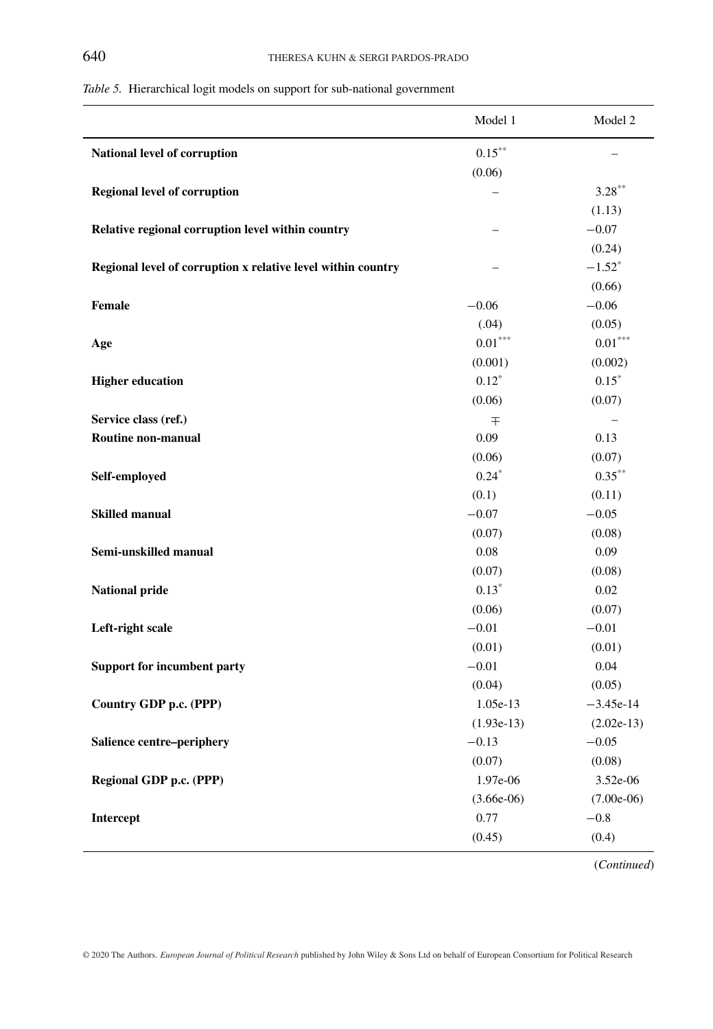*Table 5.* Hierarchical logit models on support for sub-national government

| | Model 1 | Model 2 |
|---|---|---|
| **National level of corruption** | 0.15** | – |
| | (0.06) | |
| **Regional level of corruption** | – | 3.28** |
| | | (1.13) |
| **Relative regional corruption level within country** | – | −0.07 |
| | | (0.24) |
| **Regional level of corruption x relative level within country** | – | −1.52* |
| | | (0.66) |
| **Female** | −0.06 | −0.06 |
| | (.04) | (0.05) |
| **Age** | 0.01*** | 0.01*** |
| | (0.001) | (0.002) |
| **Higher education** | 0.12* | 0.15* |
| | (0.06) | (0.07) |
| **Service class (ref.)** | ∓ | – |
| **Routine non-manual** | 0.09 | 0.13 |
| | (0.06) | (0.07) |
| **Self-employed** | 0.24* | 0.35** |
| | (0.1) | (0.11) |
| **Skilled manual** | −0.07 | −0.05 |
| | (0.07) | (0.08) |
| **Semi-unskilled manual** | 0.08 | 0.09 |
| | (0.07) | (0.08) |
| **National pride** | 0.13* | 0.02 |
| | (0.06) | (0.07) |
| **Left-right scale** | −0.01 | −0.01 |
| | (0.01) | (0.01) |
| **Support for incumbent party** | −0.01 | 0.04 |
| | (0.04) | (0.05) |
| **Country GDP p.c. (PPP)** | 1.05e-13 | −3.45e-14 |
| | (1.93e-13) | (2.02e-13) |
| **Salience centre–periphery** | −0.13 | −0.05 |
| | (0.07) | (0.08) |
| **Regional GDP p.c. (PPP)** | 1.97e-06 | 3.52e-06 |
| | (3.66e-06) | (7.00e-06) |
| **Intercept** | 0.77 | −0.8 |
| | (0.45) | (0.4) |

(*Continued*)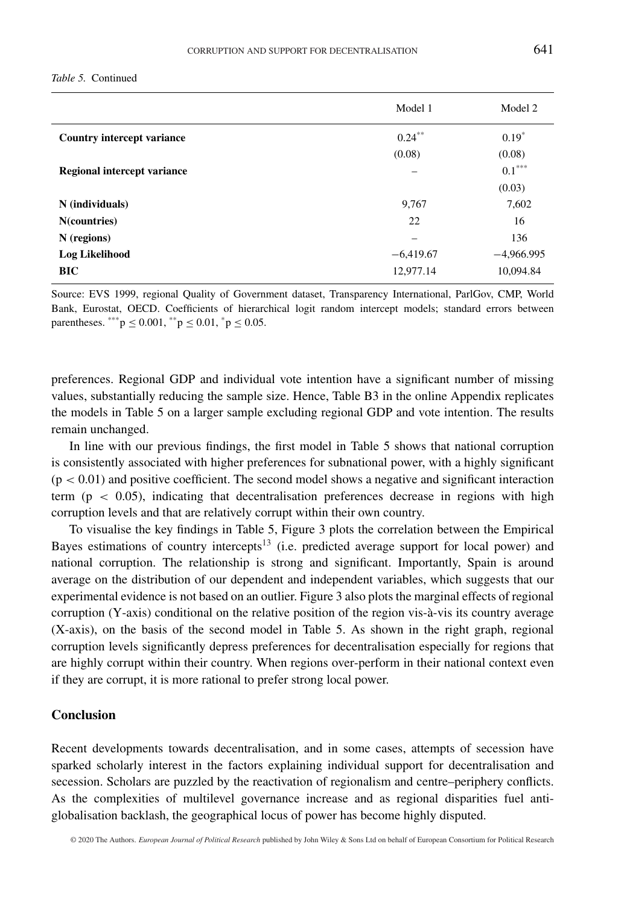*Table 5.* Continued

| | Model 1 | Model 2 |
|---|---|---|
| **Country intercept variance** | $0.24^{**}$ | $0.19^{*}$ |
| | (0.08) | (0.08) |
| **Regional intercept variance** | – | $0.1^{***}$ |
| | | (0.03) |
| **N (individuals)** | 9,767 | 7,602 |
| **N(countries)** | 22 | 16 |
| **N (regions)** | – | 136 |
| **Log Likelihood** | −6,419.67 | −4,966.995 |
| **BIC** | 12,977.14 | 10,094.84 |

Source: EVS 1999, regional Quality of Government dataset, Transparency International, ParlGov, CMP, World Bank, Eurostat, OECD. Coefficients of hierarchical logit random intercept models; standard errors between parentheses. $^{***}p \leq 0.001$, $^{**}p \leq 0.01$, $^{*}p \leq 0.05$.

preferences. Regional GDP and individual vote intention have a significant number of missing values, substantially reducing the sample size. Hence, Table B3 in the online Appendix replicates the models in Table 5 on a larger sample excluding regional GDP and vote intention. The results remain unchanged.

In line with our previous findings, the first model in Table 5 shows that national corruption is consistently associated with higher preferences for subnational power, with a highly significant ($p < 0.01$) and positive coefficient. The second model shows a negative and significant interaction term ($p < 0.05$), indicating that decentralisation preferences decrease in regions with high corruption levels and that are relatively corrupt within their own country.

To visualise the key findings in Table 5, Figure 3 plots the correlation between the Empirical Bayes estimations of country intercepts[13] (i.e. predicted average support for local power) and national corruption. The relationship is strong and significant. Importantly, Spain is around average on the distribution of our dependent and independent variables, which suggests that our experimental evidence is not based on an outlier. Figure 3 also plots the marginal effects of regional corruption (Y-axis) conditional on the relative position of the region vis-à-vis its country average (X-axis), on the basis of the second model in Table 5. As shown in the right graph, regional corruption levels significantly depress preferences for decentralisation especially for regions that are highly corrupt within their country. When regions over-perform in their national context even if they are corrupt, it is more rational to prefer strong local power.

## Conclusion

Recent developments towards decentralisation, and in some cases, attempts of secession have sparked scholarly interest in the factors explaining individual support for decentralisation and secession. Scholars are puzzled by the reactivation of regionalism and centre–periphery conflicts. As the complexities of multilevel governance increase and as regional disparities fuel anti-globalisation backlash, the geographical locus of power has become highly disputed.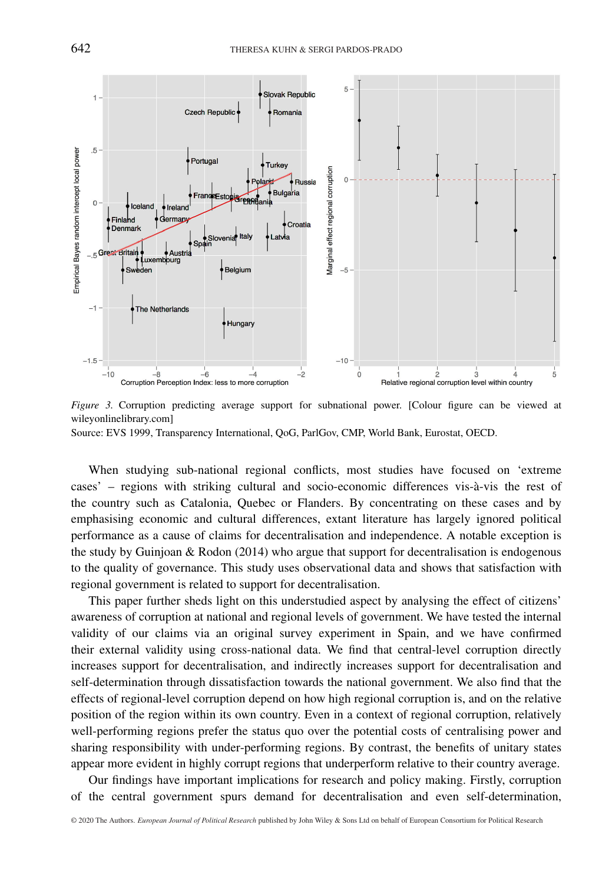*Figure 3.* Corruption predicting average support for subnational power. [Colour figure can be viewed at wileyonlinelibrary.com]
Source: EVS 1999, Transparency International, QoG, ParlGov, CMP, World Bank, Eurostat, OECD.

When studying sub-national regional conflicts, most studies have focused on 'extreme cases' – regions with striking cultural and socio-economic differences vis-à-vis the rest of the country such as Catalonia, Quebec or Flanders. By concentrating on these cases and by emphasising economic and cultural differences, extant literature has largely ignored political performance as a cause of claims for decentralisation and independence. A notable exception is the study by Guinjoan & Rodon (2014) who argue that support for decentralisation is endogenous to the quality of governance. This study uses observational data and shows that satisfaction with regional government is related to support for decentralisation.

This paper further sheds light on this understudied aspect by analysing the effect of citizens' awareness of corruption at national and regional levels of government. We have tested the internal validity of our claims via an original survey experiment in Spain, and we have confirmed their external validity using cross-national data. We find that central-level corruption directly increases support for decentralisation, and indirectly increases support for decentralisation and self-determination through dissatisfaction towards the national government. We also find that the effects of regional-level corruption depend on how high regional corruption is, and on the relative position of the region within its own country. Even in a context of regional corruption, relatively well-performing regions prefer the status quo over the potential costs of centralising power and sharing responsibility with under-performing regions. By contrast, the benefits of unitary states appear more evident in highly corrupt regions that underperform relative to their country average.

Our findings have important implications for research and policy making. Firstly, corruption of the central government spurs demand for decentralisation and even self-determination,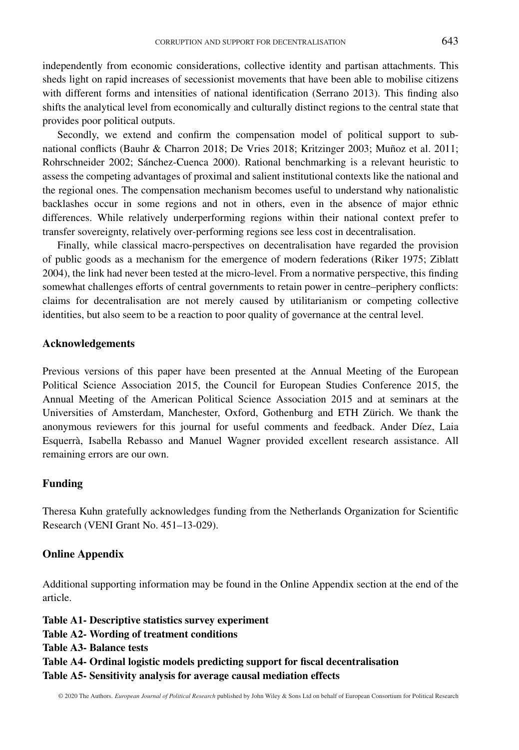independently from economic considerations, collective identity and partisan attachments. This sheds light on rapid increases of secessionist movements that have been able to mobilise citizens with different forms and intensities of national identification (Serrano 2013). This finding also shifts the analytical level from economically and culturally distinct regions to the central state that provides poor political outputs.

Secondly, we extend and confirm the compensation model of political support to subnational conflicts (Bauhr & Charron 2018; De Vries 2018; Kritzinger 2003; Muñoz et al. 2011; Rohrschneider 2002; Sánchez-Cuenca 2000). Rational benchmarking is a relevant heuristic to assess the competing advantages of proximal and salient institutional contexts like the national and the regional ones. The compensation mechanism becomes useful to understand why nationalistic backlashes occur in some regions and not in others, even in the absence of major ethnic differences. While relatively underperforming regions within their national context prefer to transfer sovereignty, relatively over-performing regions see less cost in decentralisation.

Finally, while classical macro-perspectives on decentralisation have regarded the provision of public goods as a mechanism for the emergence of modern federations (Riker 1975; Ziblatt 2004), the link had never been tested at the micro-level. From a normative perspective, this finding somewhat challenges efforts of central governments to retain power in centre–periphery conflicts: claims for decentralisation are not merely caused by utilitarianism or competing collective identities, but also seem to be a reaction to poor quality of governance at the central level.

### Acknowledgements

Previous versions of this paper have been presented at the Annual Meeting of the European Political Science Association 2015, the Council for European Studies Conference 2015, the Annual Meeting of the American Political Science Association 2015 and at seminars at the Universities of Amsterdam, Manchester, Oxford, Gothenburg and ETH Zürich. We thank the anonymous reviewers for this journal for useful comments and feedback. Ander Díez, Laia Esquerrà, Isabella Rebasso and Manuel Wagner provided excellent research assistance. All remaining errors are our own.

### Funding

Theresa Kuhn gratefully acknowledges funding from the Netherlands Organization for Scientific Research (VENI Grant No. 451–13-029).

### Online Appendix

Additional supporting information may be found in the Online Appendix section at the end of the article.

**Table A1- Descriptive statistics survey experiment**
**Table A2- Wording of treatment conditions**
**Table A3- Balance tests**
**Table A4- Ordinal logistic models predicting support for fiscal decentralisation**
**Table A5- Sensitivity analysis for average causal mediation effects**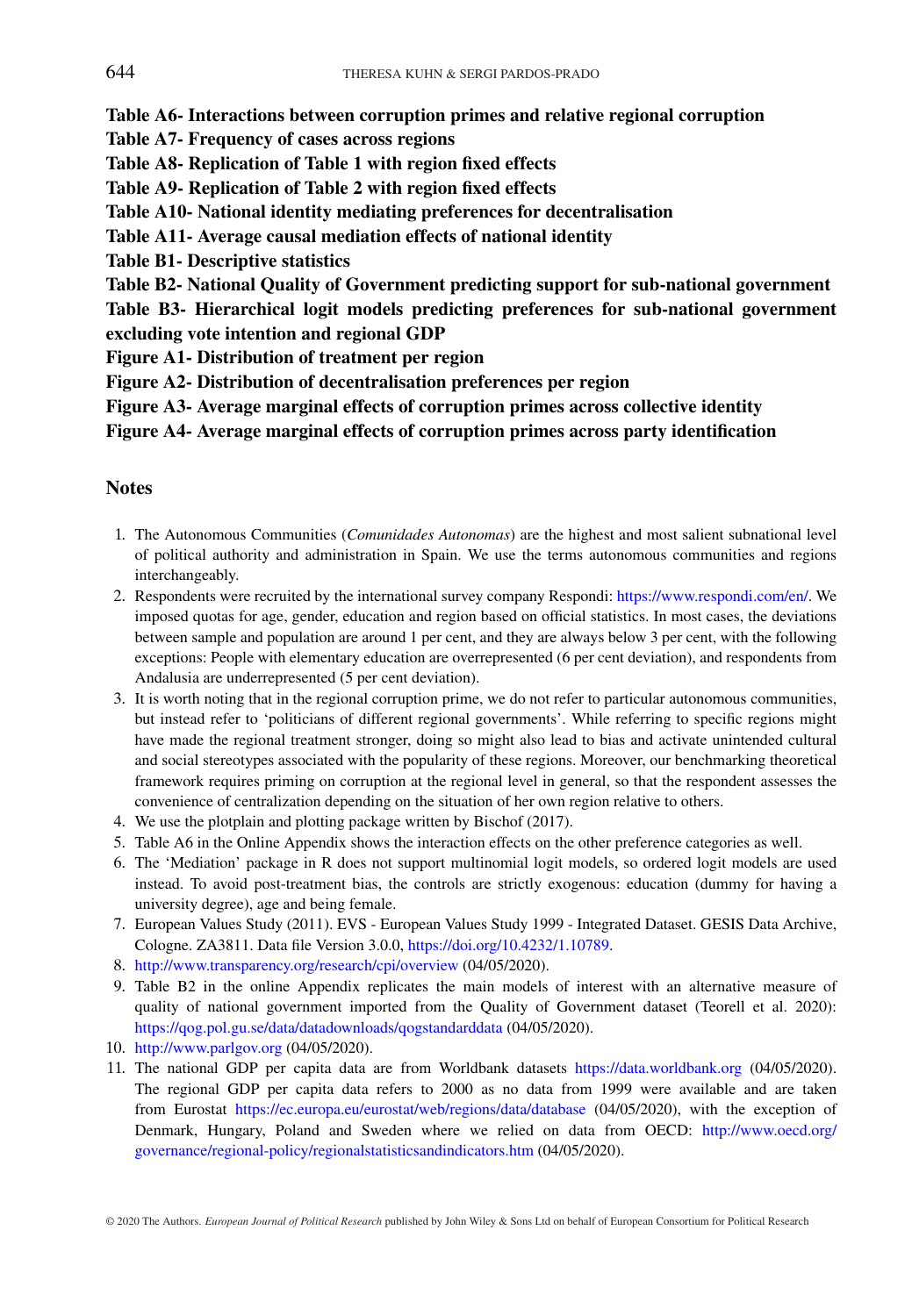**Table A6- Interactions between corruption primes and relative regional corruption**

**Table A7- Frequency of cases across regions**

**Table A8- Replication of Table 1 with region fixed effects**

**Table A9- Replication of Table 2 with region fixed effects**

**Table A10- National identity mediating preferences for decentralisation**

**Table A11- Average causal mediation effects of national identity**

**Table B1- Descriptive statistics**

**Table B2- National Quality of Government predicting support for sub-national government**

**Table B3- Hierarchical logit models predicting preferences for sub-national government excluding vote intention and regional GDP**

**Figure A1- Distribution of treatment per region**

**Figure A2- Distribution of decentralisation preferences per region**

**Figure A3- Average marginal effects of corruption primes across collective identity**

**Figure A4- Average marginal effects of corruption primes across party identification**

## Notes

1. The Autonomous Communities (*Comunidades Autonomas*) are the highest and most salient subnational level of political authority and administration in Spain. We use the terms autonomous communities and regions interchangeably.
2. Respondents were recruited by the international survey company Respondi: https://www.respondi.com/en/. We imposed quotas for age, gender, education and region based on official statistics. In most cases, the deviations between sample and population are around 1 per cent, and they are always below 3 per cent, with the following exceptions: People with elementary education are overrepresented (6 per cent deviation), and respondents from Andalusia are underrepresented (5 per cent deviation).
3. It is worth noting that in the regional corruption prime, we do not refer to particular autonomous communities, but instead refer to 'politicians of different regional governments'. While referring to specific regions might have made the regional treatment stronger, doing so might also lead to bias and activate unintended cultural and social stereotypes associated with the popularity of these regions. Moreover, our benchmarking theoretical framework requires priming on corruption at the regional level in general, so that the respondent assesses the convenience of centralization depending on the situation of her own region relative to others.
4. We use the plotplain and plotting package written by Bischof (2017).
5. Table A6 in the Online Appendix shows the interaction effects on the other preference categories as well.
6. The 'Mediation' package in R does not support multinomial logit models, so ordered logit models are used instead. To avoid post-treatment bias, the controls are strictly exogenous: education (dummy for having a university degree), age and being female.
7. European Values Study (2011). EVS - European Values Study 1999 - Integrated Dataset. GESIS Data Archive, Cologne. ZA3811. Data file Version 3.0.0, https://doi.org/10.4232/1.10789.
8. http://www.transparency.org/research/cpi/overview (04/05/2020).
9. Table B2 in the online Appendix replicates the main models of interest with an alternative measure of quality of national government imported from the Quality of Government dataset (Teorell et al. 2020): https://qog.pol.gu.se/data/datadownloads/qogstandarddata (04/05/2020).
10. http://www.parlgov.org (04/05/2020).
11. The national GDP per capita data are from Worldbank datasets https://data.worldbank.org (04/05/2020). The regional GDP per capita data refers to 2000 as no data from 1999 were available and are taken from Eurostat https://ec.europa.eu/eurostat/web/regions/data/database (04/05/2020), with the exception of Denmark, Hungary, Poland and Sweden where we relied on data from OECD: http://www.oecd.org/governance/regional-policy/regionalstatisticsandindicators.htm (04/05/2020).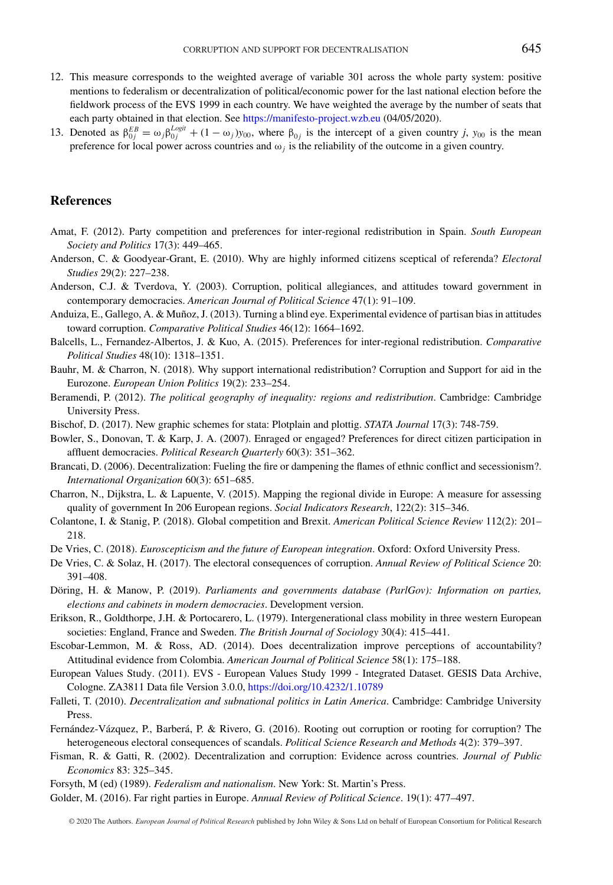12. This measure corresponds to the weighted average of variable 301 across the whole party system: positive mentions to federalism or decentralization of political/economic power for the last national election before the fieldwork process of the EVS 1999 in each country. We have weighted the average by the number of seats that each party obtained in that election. See https://manifesto-project.wzb.eu (04/05/2020).
13. Denoted as $\beta_{0j}^{EB} = \omega_j \beta_{0j}^{Logit} + (1 - \omega_j) y_{00}$, where $\beta_{0j}$ is the intercept of a given country $j$, $y_{00}$ is the mean preference for local power across countries and $\omega_j$ is the reliability of the outcome in a given country.

## References

Amat, F. (2012). Party competition and preferences for inter-regional redistribution in Spain. *South European Society and Politics* 17(3): 449–465.

Anderson, C. & Goodyear-Grant, E. (2010). Why are highly informed citizens sceptical of referenda? *Electoral Studies* 29(2): 227–238.

Anderson, C.J. & Tverdova, Y. (2003). Corruption, political allegiances, and attitudes toward government in contemporary democracies. *American Journal of Political Science* 47(1): 91–109.

Anduiza, E., Gallego, A. & Muñoz, J. (2013). Turning a blind eye. Experimental evidence of partisan bias in attitudes toward corruption. *Comparative Political Studies* 46(12): 1664–1692.

Balcells, L., Fernandez-Albertos, J. & Kuo, A. (2015). Preferences for inter-regional redistribution. *Comparative Political Studies* 48(10): 1318–1351.

Bauhr, M. & Charron, N. (2018). Why support international redistribution? Corruption and Support for aid in the Eurozone. *European Union Politics* 19(2): 233–254.

Beramendi, P. (2012). *The political geography of inequality: regions and redistribution*. Cambridge: Cambridge University Press.

Bischof, D. (2017). New graphic schemes for stata: Plotplain and plottig. *STATA Journal* 17(3): 748-759.

Bowler, S., Donovan, T. & Karp, J. A. (2007). Enraged or engaged? Preferences for direct citizen participation in affluent democracies. *Political Research Quarterly* 60(3): 351–362.

Brancati, D. (2006). Decentralization: Fueling the fire or dampening the flames of ethnic conflict and secessionism?. *International Organization* 60(3): 651–685.

Charron, N., Dijkstra, L. & Lapuente, V. (2015). Mapping the regional divide in Europe: A measure for assessing quality of government In 206 European regions. *Social Indicators Research*, 122(2): 315–346.

Colantone, I. & Stanig, P. (2018). Global competition and Brexit. *American Political Science Review* 112(2): 201–218.

De Vries, C. (2018). *Euroscepticism and the future of European integration*. Oxford: Oxford University Press.

De Vries, C. & Solaz, H. (2017). The electoral consequences of corruption. *Annual Review of Political Science* 20: 391–408.

Döring, H. & Manow, P. (2019). *Parliaments and governments database (ParlGov): Information on parties, elections and cabinets in modern democracies*. Development version.

Erikson, R., Goldthorpe, J.H. & Portocarero, L. (1979). Intergenerational class mobility in three western European societies: England, France and Sweden. *The British Journal of Sociology* 30(4): 415–441.

Escobar-Lemmon, M. & Ross, AD. (2014). Does decentralization improve perceptions of accountability? Attitudinal evidence from Colombia. *American Journal of Political Science* 58(1): 175–188.

European Values Study. (2011). EVS - European Values Study 1999 - Integrated Dataset. GESIS Data Archive, Cologne. ZA3811 Data file Version 3.0.0, https://doi.org/10.4232/1.10789

Falleti, T. (2010). *Decentralization and subnational politics in Latin America*. Cambridge: Cambridge University Press.

Fernández-Vázquez, P., Barberá, P. & Rivero, G. (2016). Rooting out corruption or rooting for corruption? The heterogeneous electoral consequences of scandals. *Political Science Research and Methods* 4(2): 379–397.

Fisman, R. & Gatti, R. (2002). Decentralization and corruption: Evidence across countries. *Journal of Public Economics* 83: 325–345.

Forsyth, M (ed) (1989). *Federalism and nationalism*. New York: St. Martin's Press.

Golder, M. (2016). Far right parties in Europe. *Annual Review of Political Science*. 19(1): 477–497.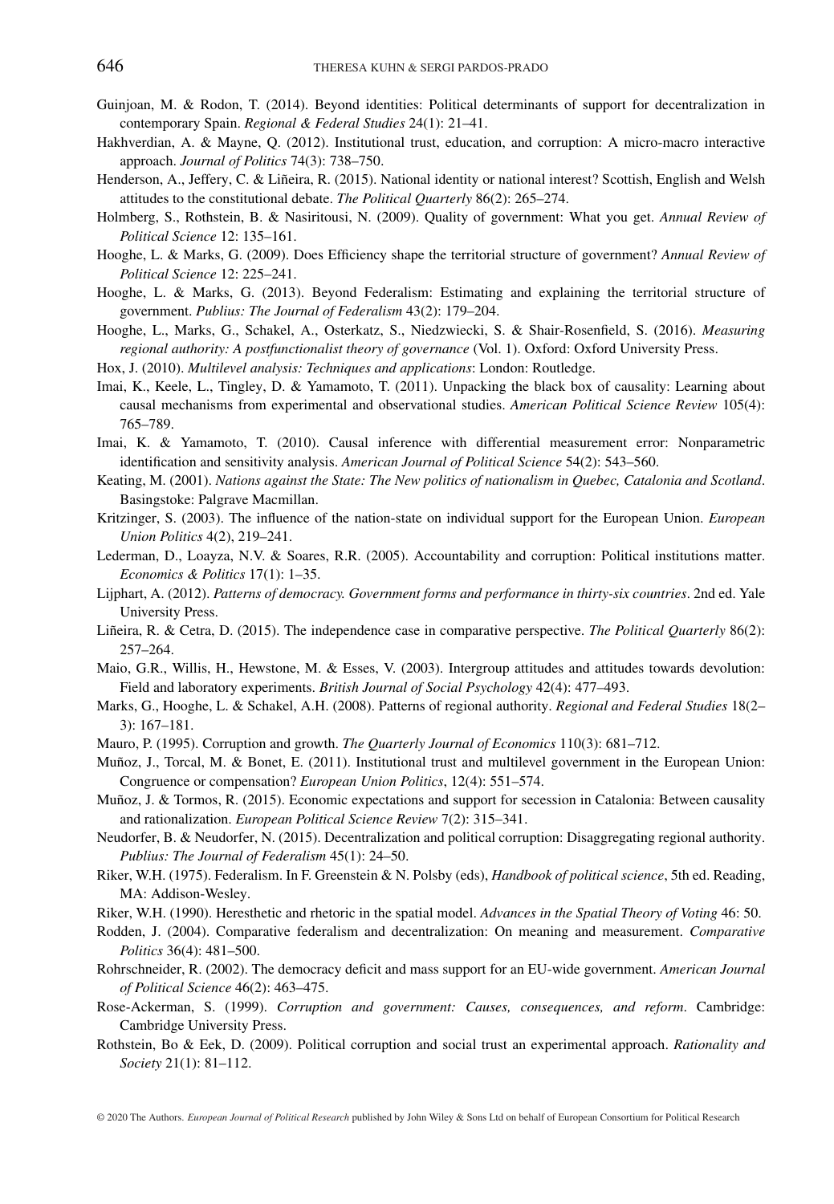Guinjoan, M. & Rodon, T. (2014). Beyond identities: Political determinants of support for decentralization in contemporary Spain. *Regional & Federal Studies* 24(1): 21–41.

Hakhverdian, A. & Mayne, Q. (2012). Institutional trust, education, and corruption: A micro-macro interactive approach. *Journal of Politics* 74(3): 738–750.

Henderson, A., Jeffery, C. & Liñeira, R. (2015). National identity or national interest? Scottish, English and Welsh attitudes to the constitutional debate. *The Political Quarterly* 86(2): 265–274.

Holmberg, S., Rothstein, B. & Nasiritousi, N. (2009). Quality of government: What you get. *Annual Review of Political Science* 12: 135–161.

Hooghe, L. & Marks, G. (2009). Does Efficiency shape the territorial structure of government? *Annual Review of Political Science* 12: 225–241.

Hooghe, L. & Marks, G. (2013). Beyond Federalism: Estimating and explaining the territorial structure of government. *Publius: The Journal of Federalism* 43(2): 179–204.

Hooghe, L., Marks, G., Schakel, A., Osterkatz, S., Niedzwiecki, S. & Shair-Rosenfield, S. (2016). *Measuring regional authority: A postfunctionalist theory of governance* (Vol. 1). Oxford: Oxford University Press.

Hox, J. (2010). *Multilevel analysis: Techniques and applications*: London: Routledge.

Imai, K., Keele, L., Tingley, D. & Yamamoto, T. (2011). Unpacking the black box of causality: Learning about causal mechanisms from experimental and observational studies. *American Political Science Review* 105(4): 765–789.

Imai, K. & Yamamoto, T. (2010). Causal inference with differential measurement error: Nonparametric identification and sensitivity analysis. *American Journal of Political Science* 54(2): 543–560.

Keating, M. (2001). *Nations against the State: The New politics of nationalism in Quebec, Catalonia and Scotland*. Basingstoke: Palgrave Macmillan.

Kritzinger, S. (2003). The influence of the nation-state on individual support for the European Union. *European Union Politics* 4(2), 219–241.

Lederman, D., Loayza, N.V. & Soares, R.R. (2005). Accountability and corruption: Political institutions matter. *Economics & Politics* 17(1): 1–35.

Lijphart, A. (2012). *Patterns of democracy. Government forms and performance in thirty-six countries*. 2nd ed. Yale University Press.

Liñeira, R. & Cetra, D. (2015). The independence case in comparative perspective. *The Political Quarterly* 86(2): 257–264.

Maio, G.R., Willis, H., Hewstone, M. & Esses, V. (2003). Intergroup attitudes and attitudes towards devolution: Field and laboratory experiments. *British Journal of Social Psychology* 42(4): 477–493.

Marks, G., Hooghe, L. & Schakel, A.H. (2008). Patterns of regional authority. *Regional and Federal Studies* 18(2–3): 167–181.

Mauro, P. (1995). Corruption and growth. *The Quarterly Journal of Economics* 110(3): 681–712.

Muñoz, J., Torcal, M. & Bonet, E. (2011). Institutional trust and multilevel government in the European Union: Congruence or compensation? *European Union Politics*, 12(4): 551–574.

Muñoz, J. & Tormos, R. (2015). Economic expectations and support for secession in Catalonia: Between causality and rationalization. *European Political Science Review* 7(2): 315–341.

Neudorfer, B. & Neudorfer, N. (2015). Decentralization and political corruption: Disaggregating regional authority. *Publius: The Journal of Federalism* 45(1): 24–50.

Riker, W.H. (1975). Federalism. In F. Greenstein & N. Polsby (eds), *Handbook of political science*, 5th ed. Reading, MA: Addison-Wesley.

Riker, W.H. (1990). Heresthetic and rhetoric in the spatial model. *Advances in the Spatial Theory of Voting* 46: 50.

Rodden, J. (2004). Comparative federalism and decentralization: On meaning and measurement. *Comparative Politics* 36(4): 481–500.

Rohrschneider, R. (2002). The democracy deficit and mass support for an EU-wide government. *American Journal of Political Science* 46(2): 463–475.

Rose-Ackerman, S. (1999). *Corruption and government: Causes, consequences, and reform*. Cambridge: Cambridge University Press.

Rothstein, Bo & Eek, D. (2009). Political corruption and social trust an experimental approach. *Rationality and Society* 21(1): 81–112.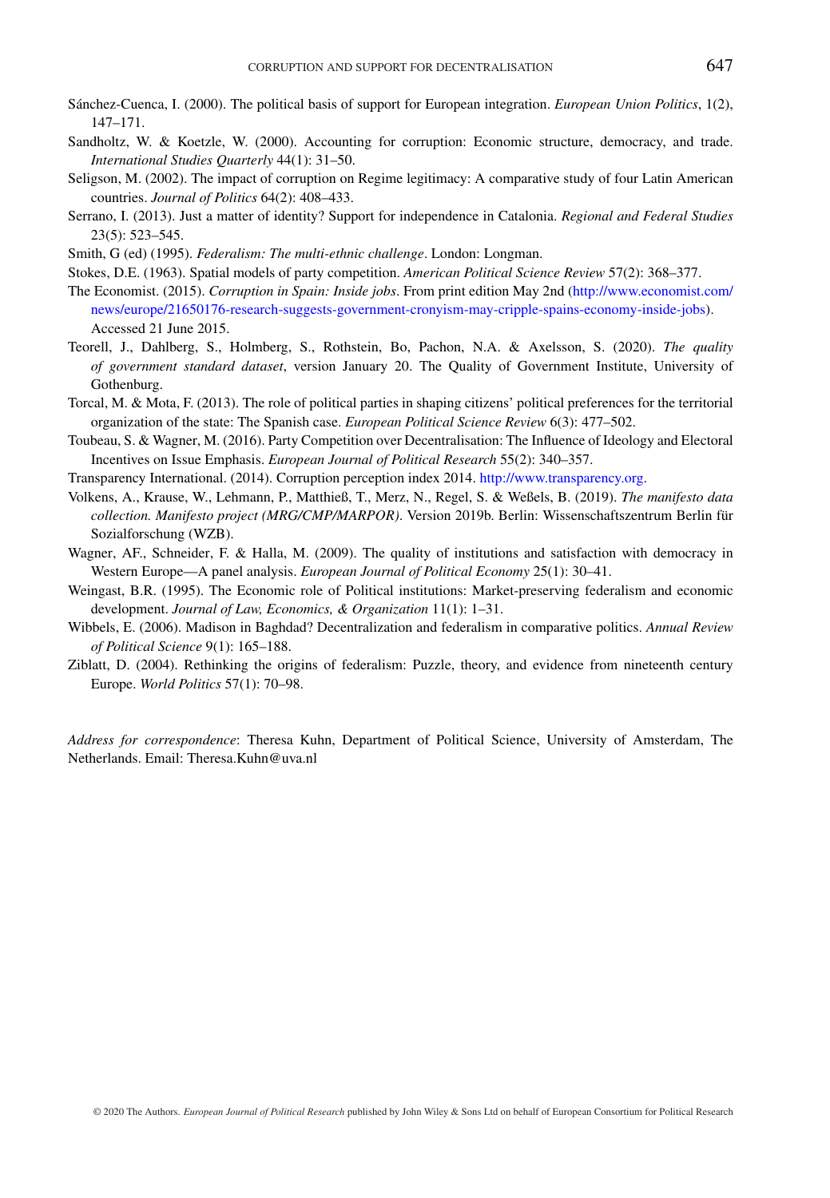Sánchez-Cuenca, I. (2000). The political basis of support for European integration. *European Union Politics*, 1(2), 147–171.

Sandholtz, W. & Koetzle, W. (2000). Accounting for corruption: Economic structure, democracy, and trade. *International Studies Quarterly* 44(1): 31–50.

Seligson, M. (2002). The impact of corruption on Regime legitimacy: A comparative study of four Latin American countries. *Journal of Politics* 64(2): 408–433.

Serrano, I. (2013). Just a matter of identity? Support for independence in Catalonia. *Regional and Federal Studies* 23(5): 523–545.

Smith, G (ed) (1995). *Federalism: The multi-ethnic challenge*. London: Longman.

Stokes, D.E. (1963). Spatial models of party competition. *American Political Science Review* 57(2): 368–377.

The Economist. (2015). *Corruption in Spain: Inside jobs*. From print edition May 2nd (http://www.economist.com/news/europe/21650176-research-suggests-government-cronyism-may-cripple-spains-economy-inside-jobs). Accessed 21 June 2015.

Teorell, J., Dahlberg, S., Holmberg, S., Rothstein, Bo, Pachon, N.A. & Axelsson, S. (2020). *The quality of government standard dataset*, version January 20. The Quality of Government Institute, University of Gothenburg.

Torcal, M. & Mota, F. (2013). The role of political parties in shaping citizens' political preferences for the territorial organization of the state: The Spanish case. *European Political Science Review* 6(3): 477–502.

Toubeau, S. & Wagner, M. (2016). Party Competition over Decentralisation: The Influence of Ideology and Electoral Incentives on Issue Emphasis. *European Journal of Political Research* 55(2): 340–357.

Transparency International. (2014). Corruption perception index 2014. http://www.transparency.org.

Volkens, A., Krause, W., Lehmann, P., Matthieß, T., Merz, N., Regel, S. & Weßels, B. (2019). *The manifesto data collection. Manifesto project (MRG/CMP/MARPOR)*. Version 2019b. Berlin: Wissenschaftszentrum Berlin für Sozialforschung (WZB).

Wagner, AF., Schneider, F. & Halla, M. (2009). The quality of institutions and satisfaction with democracy in Western Europe—A panel analysis. *European Journal of Political Economy* 25(1): 30–41.

Weingast, B.R. (1995). The Economic role of Political institutions: Market-preserving federalism and economic development. *Journal of Law, Economics, & Organization* 11(1): 1–31.

Wibbels, E. (2006). Madison in Baghdad? Decentralization and federalism in comparative politics. *Annual Review of Political Science* 9(1): 165–188.

Ziblatt, D. (2004). Rethinking the origins of federalism: Puzzle, theory, and evidence from nineteenth century Europe. *World Politics* 57(1): 70–98.

*Address for correspondence*: Theresa Kuhn, Department of Political Science, University of Amsterdam, The Netherlands. Email: Theresa.Kuhn@uva.nl